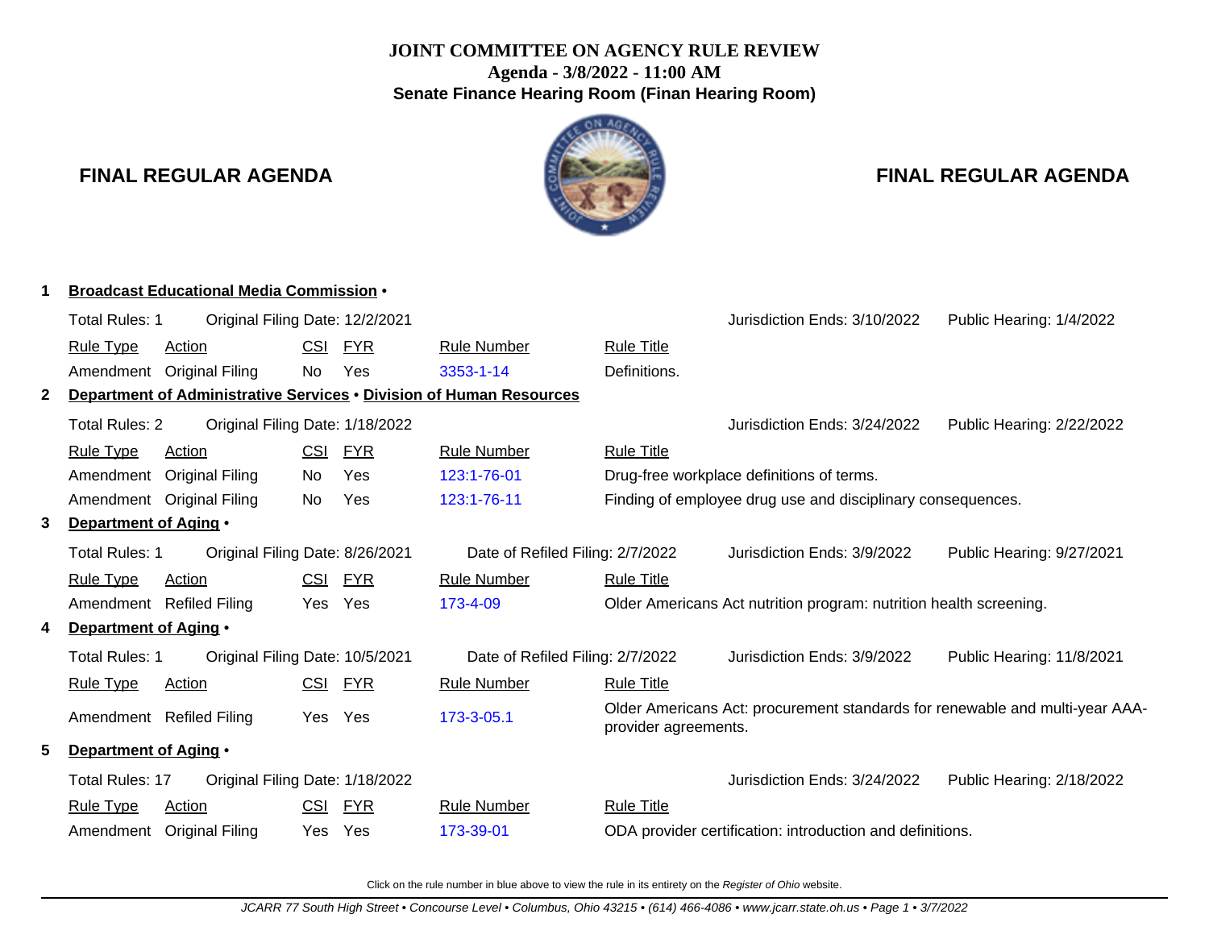# JOINT COMMITTEE ON AGENCY RULE REVIEW

**Agenda - 3/8/2022 - 11:00 AM**

**Senate Finance Hearing Room (Finan Hearing Room)**

## FINAL REGULAR AGENDA

### 1 Broadcast Educational Media Commission •

Total Rules: 1 | Original Filing Date: 12/2/2021 | Jurisdiction Ends: 3/10/2022 | Public Hearing: 1/4/2022

| Rule Type | Action | CSI | FYR | Rule Number | Rule Title |
|---|---|---|---|---|---|
| Amendment | Original Filing | No | Yes | 3353-1-14 | Definitions. |

### 2 Department of Administrative Services • Division of Human Resources

Total Rules: 2 | Original Filing Date: 1/18/2022 | Jurisdiction Ends: 3/24/2022 | Public Hearing: 2/22/2022

| Rule Type | Action | CSI | FYR | Rule Number | Rule Title |
|---|---|---|---|---|---|
| Amendment | Original Filing | No | Yes | 123:1-76-01 | Drug-free workplace definitions of terms. |
| Amendment | Original Filing | No | Yes | 123:1-76-11 | Finding of employee drug use and disciplinary consequences. |

### 3 Department of Aging •

Total Rules: 1 | Original Filing Date: 8/26/2021 | Date of Refiled Filing: 2/7/2022 | Jurisdiction Ends: 3/9/2022 | Public Hearing: 9/27/2021

| Rule Type | Action | CSI | FYR | Rule Number | Rule Title |
|---|---|---|---|---|---|
| Amendment | Refiled Filing | Yes | Yes | 173-4-09 | Older Americans Act nutrition program: nutrition health screening. |

### 4 Department of Aging •

Total Rules: 1 | Original Filing Date: 10/5/2021 | Date of Refiled Filing: 2/7/2022 | Jurisdiction Ends: 3/9/2022 | Public Hearing: 11/8/2021

| Rule Type | Action | CSI | FYR | Rule Number | Rule Title |
|---|---|---|---|---|---|
| Amendment | Refiled Filing | Yes | Yes | 173-3-05.1 | Older Americans Act: procurement standards for renewable and multi-year AAA-provider agreements. |

### 5 Department of Aging •

Total Rules: 17 | Original Filing Date: 1/18/2022 | Jurisdiction Ends: 3/24/2022 | Public Hearing: 2/18/2022

| Rule Type | Action | CSI | FYR | Rule Number | Rule Title |
|---|---|---|---|---|---|
| Amendment | Original Filing | Yes | Yes | 173-39-01 | ODA provider certification: introduction and definitions. |

Click on the rule number in blue above to view the rule in its entirety on the *Register of Ohio* website.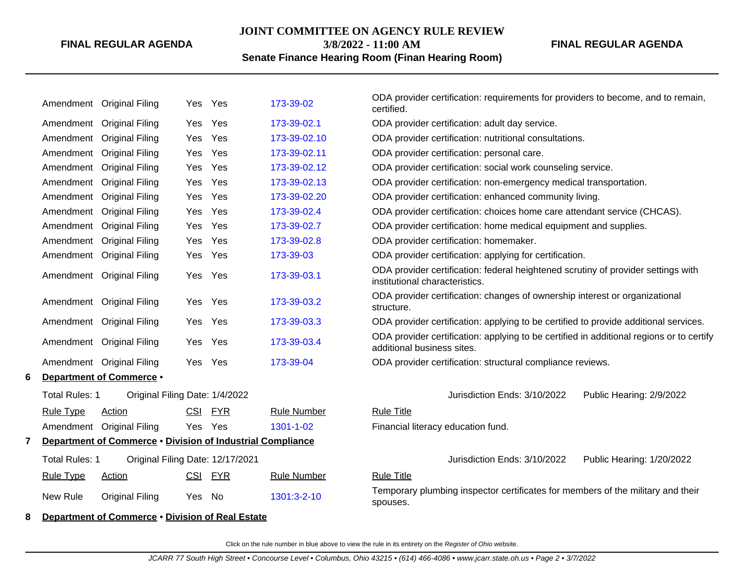| Rule Type | Action | CSI | FYR | Rule Number | Rule Title |
|---|---|---|---|---|---|
| Amendment | Original Filing | Yes | Yes | 173-39-02 | ODA provider certification: requirements for providers to become, and to remain, certified. |
| Amendment | Original Filing | Yes | Yes | 173-39-02.1 | ODA provider certification: adult day service. |
| Amendment | Original Filing | Yes | Yes | 173-39-02.10 | ODA provider certification: nutritional consultations. |
| Amendment | Original Filing | Yes | Yes | 173-39-02.11 | ODA provider certification: personal care. |
| Amendment | Original Filing | Yes | Yes | 173-39-02.12 | ODA provider certification: social work counseling service. |
| Amendment | Original Filing | Yes | Yes | 173-39-02.13 | ODA provider certification: non-emergency medical transportation. |
| Amendment | Original Filing | Yes | Yes | 173-39-02.20 | ODA provider certification: enhanced community living. |
| Amendment | Original Filing | Yes | Yes | 173-39-02.4 | ODA provider certification: choices home care attendant service (CHCAS). |
| Amendment | Original Filing | Yes | Yes | 173-39-02.7 | ODA provider certification: home medical equipment and supplies. |
| Amendment | Original Filing | Yes | Yes | 173-39-02.8 | ODA provider certification: homemaker. |
| Amendment | Original Filing | Yes | Yes | 173-39-03 | ODA provider certification: applying for certification. |
| Amendment | Original Filing | Yes | Yes | 173-39-03.1 | ODA provider certification: federal heightened scrutiny of provider settings with institutional characteristics. |
| Amendment | Original Filing | Yes | Yes | 173-39-03.2 | ODA provider certification: changes of ownership interest or organizational structure. |
| Amendment | Original Filing | Yes | Yes | 173-39-03.3 | ODA provider certification: applying to be certified to provide additional services. |
| Amendment | Original Filing | Yes | Yes | 173-39-03.4 | ODA provider certification: applying to be certified in additional regions or to certify additional business sites. |
| Amendment | Original Filing | Yes | Yes | 173-39-04 | ODA provider certification: structural compliance reviews. |

**6 Department of Commerce** •

Total Rules: 1 Original Filing Date: 1/4/2022 Jurisdiction Ends: 3/10/2022 Public Hearing: 2/9/2022

| Rule Type | Action | CSI | FYR | Rule Number | Rule Title |
|---|---|---|---|---|---|
| Amendment | Original Filing | Yes | Yes | 1301-1-02 | Financial literacy education fund. |

**7 Department of Commerce** • **Division of Industrial Compliance**

Total Rules: 1 Original Filing Date: 12/17/2021 Jurisdiction Ends: 3/10/2022 Public Hearing: 1/20/2022

| Rule Type | Action | CSI | FYR | Rule Number | Rule Title |
|---|---|---|---|---|---|
| New Rule | Original Filing | Yes | No | 1301:3-2-10 | Temporary plumbing inspector certificates for members of the military and their spouses. |

**8 Department of Commerce** • **Division of Real Estate**

Click on the rule number in blue above to view the rule in its entirety on the *Register of Ohio* website.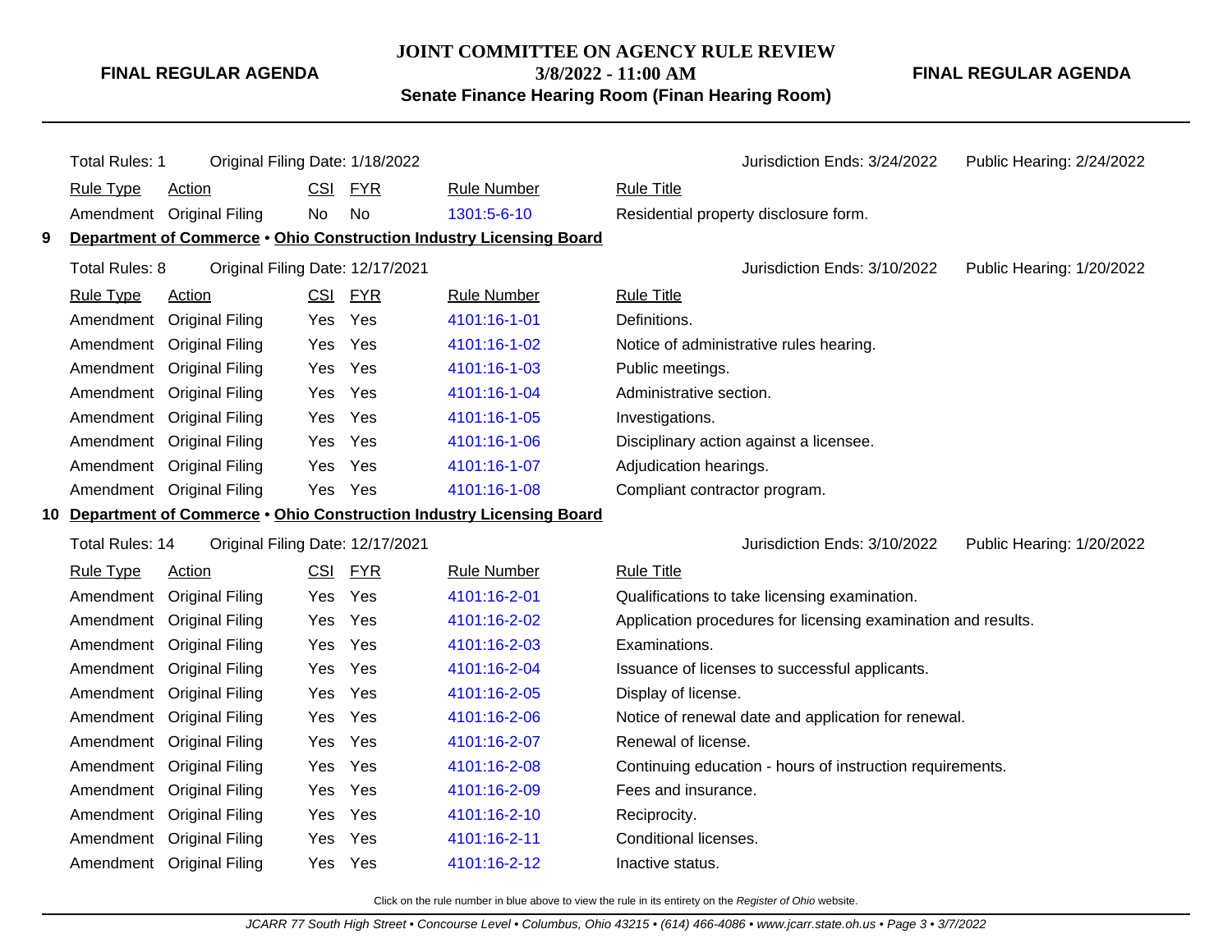Total Rules: 1 Original Filing Date: 1/18/2022 Jurisdiction Ends: 3/24/2022 Public Hearing: 2/24/2022

| Rule Type | Action | CSI | FYR | Rule Number | Rule Title |
|---|---|---|---|---|---|
| Amendment | Original Filing | No | No | 1301:5-6-10 | Residential property disclosure form. |

**9 Department of Commerce • Ohio Construction Industry Licensing Board**

Total Rules: 8 Original Filing Date: 12/17/2021 Jurisdiction Ends: 3/10/2022 Public Hearing: 1/20/2022

| Rule Type | Action | CSI | FYR | Rule Number | Rule Title |
|---|---|---|---|---|---|
| Amendment | Original Filing | Yes | Yes | 4101:16-1-01 | Definitions. |
| Amendment | Original Filing | Yes | Yes | 4101:16-1-02 | Notice of administrative rules hearing. |
| Amendment | Original Filing | Yes | Yes | 4101:16-1-03 | Public meetings. |
| Amendment | Original Filing | Yes | Yes | 4101:16-1-04 | Administrative section. |
| Amendment | Original Filing | Yes | Yes | 4101:16-1-05 | Investigations. |
| Amendment | Original Filing | Yes | Yes | 4101:16-1-06 | Disciplinary action against a licensee. |
| Amendment | Original Filing | Yes | Yes | 4101:16-1-07 | Adjudication hearings. |
| Amendment | Original Filing | Yes | Yes | 4101:16-1-08 | Compliant contractor program. |

**10 Department of Commerce • Ohio Construction Industry Licensing Board**

Total Rules: 14 Original Filing Date: 12/17/2021 Jurisdiction Ends: 3/10/2022 Public Hearing: 1/20/2022

| Rule Type | Action | CSI | FYR | Rule Number | Rule Title |
|---|---|---|---|---|---|
| Amendment | Original Filing | Yes | Yes | 4101:16-2-01 | Qualifications to take licensing examination. |
| Amendment | Original Filing | Yes | Yes | 4101:16-2-02 | Application procedures for licensing examination and results. |
| Amendment | Original Filing | Yes | Yes | 4101:16-2-03 | Examinations. |
| Amendment | Original Filing | Yes | Yes | 4101:16-2-04 | Issuance of licenses to successful applicants. |
| Amendment | Original Filing | Yes | Yes | 4101:16-2-05 | Display of license. |
| Amendment | Original Filing | Yes | Yes | 4101:16-2-06 | Notice of renewal date and application for renewal. |
| Amendment | Original Filing | Yes | Yes | 4101:16-2-07 | Renewal of license. |
| Amendment | Original Filing | Yes | Yes | 4101:16-2-08 | Continuing education - hours of instruction requirements. |
| Amendment | Original Filing | Yes | Yes | 4101:16-2-09 | Fees and insurance. |
| Amendment | Original Filing | Yes | Yes | 4101:16-2-10 | Reciprocity. |
| Amendment | Original Filing | Yes | Yes | 4101:16-2-11 | Conditional licenses. |
| Amendment | Original Filing | Yes | Yes | 4101:16-2-12 | Inactive status. |

Click on the rule number in blue above to view the rule in its entirety on the *Register of Ohio* website.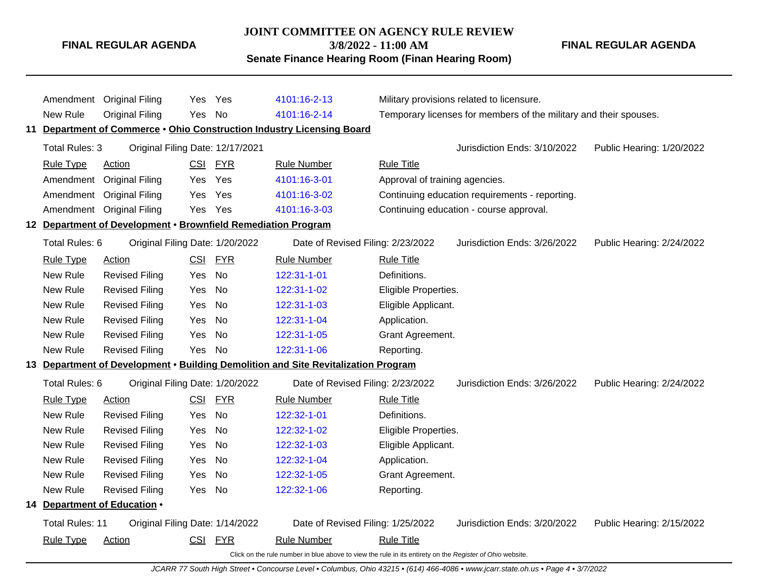| Rule Type | Action | CSI | FYR | Rule Number | Rule Title |
|---|---|---|---|---|---|
| Amendment | Original Filing | Yes | Yes | 4101:16-2-13 | Military provisions related to licensure. |
| New Rule | Original Filing | Yes | No | 4101:16-2-14 | Temporary licenses for members of the military and their spouses. |

**11 Department of Commerce • Ohio Construction Industry Licensing Board**

Total Rules: 3 | Original Filing Date: 12/17/2021 | Jurisdiction Ends: 3/10/2022 | Public Hearing: 1/20/2022

| Rule Type | Action | CSI | FYR | Rule Number | Rule Title |
|---|---|---|---|---|---|
| Amendment | Original Filing | Yes | Yes | 4101:16-3-01 | Approval of training agencies. |
| Amendment | Original Filing | Yes | Yes | 4101:16-3-02 | Continuing education requirements - reporting. |
| Amendment | Original Filing | Yes | Yes | 4101:16-3-03 | Continuing education - course approval. |

**12 Department of Development • Brownfield Remediation Program**

Total Rules: 6 | Original Filing Date: 1/20/2022 | Date of Revised Filing: 2/23/2022 | Jurisdiction Ends: 3/26/2022 | Public Hearing: 2/24/2022

| Rule Type | Action | CSI | FYR | Rule Number | Rule Title |
|---|---|---|---|---|---|
| New Rule | Revised Filing | Yes | No | 122:31-1-01 | Definitions. |
| New Rule | Revised Filing | Yes | No | 122:31-1-02 | Eligible Properties. |
| New Rule | Revised Filing | Yes | No | 122:31-1-03 | Eligible Applicant. |
| New Rule | Revised Filing | Yes | No | 122:31-1-04 | Application. |
| New Rule | Revised Filing | Yes | No | 122:31-1-05 | Grant Agreement. |
| New Rule | Revised Filing | Yes | No | 122:31-1-06 | Reporting. |

**13 Department of Development • Building Demolition and Site Revitalization Program**

Total Rules: 6 | Original Filing Date: 1/20/2022 | Date of Revised Filing: 2/23/2022 | Jurisdiction Ends: 3/26/2022 | Public Hearing: 2/24/2022

| Rule Type | Action | CSI | FYR | Rule Number | Rule Title |
|---|---|---|---|---|---|
| New Rule | Revised Filing | Yes | No | 122:32-1-01 | Definitions. |
| New Rule | Revised Filing | Yes | No | 122:32-1-02 | Eligible Properties. |
| New Rule | Revised Filing | Yes | No | 122:32-1-03 | Eligible Applicant. |
| New Rule | Revised Filing | Yes | No | 122:32-1-04 | Application. |
| New Rule | Revised Filing | Yes | No | 122:32-1-05 | Grant Agreement. |
| New Rule | Revised Filing | Yes | No | 122:32-1-06 | Reporting. |

**14 Department of Education •**

Total Rules: 11 | Original Filing Date: 1/14/2022 | Date of Revised Filing: 1/25/2022 | Jurisdiction Ends: 3/20/2022 | Public Hearing: 2/15/2022

| Rule Type | Action | CSI | FYR | Rule Number | Rule Title |
|---|---|---|---|---|---|

Click on the rule number in blue above to view the rule in its entirety on the *Register of Ohio* website.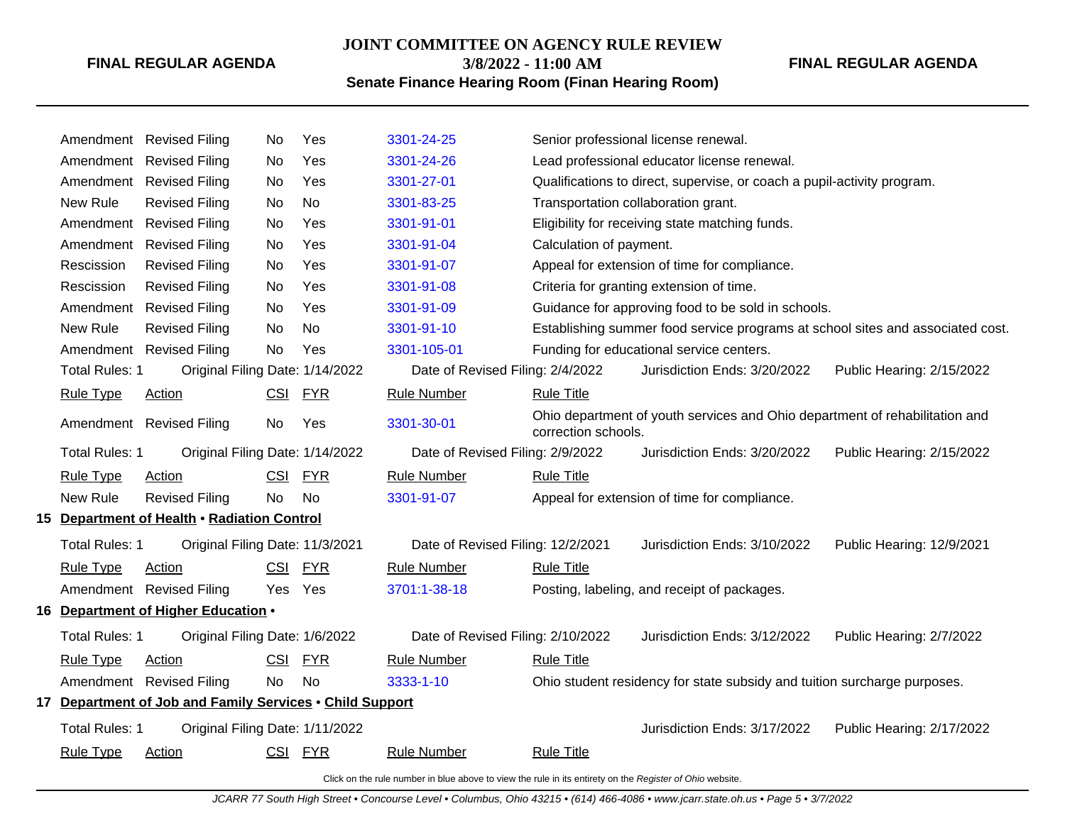| Rule Type | Action | CSI | FYR | Rule Number | Rule Title |
|---|---|---|---|---|---|
| Amendment | Revised Filing | No | Yes | 3301-24-25 | Senior professional license renewal. |
| Amendment | Revised Filing | No | Yes | 3301-24-26 | Lead professional educator license renewal. |
| Amendment | Revised Filing | No | Yes | 3301-27-01 | Qualifications to direct, supervise, or coach a pupil-activity program. |
| New Rule | Revised Filing | No | No | 3301-83-25 | Transportation collaboration grant. |
| Amendment | Revised Filing | No | Yes | 3301-91-01 | Eligibility for receiving state matching funds. |
| Amendment | Revised Filing | No | Yes | 3301-91-04 | Calculation of payment. |
| Rescission | Revised Filing | No | Yes | 3301-91-07 | Appeal for extension of time for compliance. |
| Rescission | Revised Filing | No | Yes | 3301-91-08 | Criteria for granting extension of time. |
| Amendment | Revised Filing | No | Yes | 3301-91-09 | Guidance for approving food to be sold in schools. |
| New Rule | Revised Filing | No | No | 3301-91-10 | Establishing summer food service programs at school sites and associated cost. |
| Amendment | Revised Filing | No | Yes | 3301-105-01 | Funding for educational service centers. |

Total Rules: 1 | Original Filing Date: 1/14/2022 | Date of Revised Filing: 2/4/2022 | Jurisdiction Ends: 3/20/2022 | Public Hearing: 2/15/2022

| Rule Type | Action | CSI | FYR | Rule Number | Rule Title |
|---|---|---|---|---|---|
| Amendment | Revised Filing | No | Yes | 3301-30-01 | Ohio department of youth services and Ohio department of rehabilitation and correction schools. |

Total Rules: 1 | Original Filing Date: 1/14/2022 | Date of Revised Filing: 2/9/2022 | Jurisdiction Ends: 3/20/2022 | Public Hearing: 2/15/2022

| Rule Type | Action | CSI | FYR | Rule Number | Rule Title |
|---|---|---|---|---|---|
| New Rule | Revised Filing | No | No | 3301-91-07 | Appeal for extension of time for compliance. |

## 15 Department of Health • Radiation Control

Total Rules: 1 | Original Filing Date: 11/3/2021 | Date of Revised Filing: 12/2/2021 | Jurisdiction Ends: 3/10/2022 | Public Hearing: 12/9/2021

| Rule Type | Action | CSI | FYR | Rule Number | Rule Title |
|---|---|---|---|---|---|
| Amendment | Revised Filing | Yes | Yes | 3701:1-38-18 | Posting, labeling, and receipt of packages. |

## 16 Department of Higher Education •

Total Rules: 1 | Original Filing Date: 1/6/2022 | Date of Revised Filing: 2/10/2022 | Jurisdiction Ends: 3/12/2022 | Public Hearing: 2/7/2022

| Rule Type | Action | CSI | FYR | Rule Number | Rule Title |
|---|---|---|---|---|---|
| Amendment | Revised Filing | No | No | 3333-1-10 | Ohio student residency for state subsidy and tuition surcharge purposes. |

## 17 Department of Job and Family Services • Child Support

Total Rules: 1 | Original Filing Date: 1/11/2022 | Jurisdiction Ends: 3/17/2022 | Public Hearing: 2/17/2022

| Rule Type | Action | CSI | FYR | Rule Number | Rule Title |
|---|---|---|---|---|---|

Click on the rule number in blue above to view the rule in its entirety on the *Register of Ohio* website.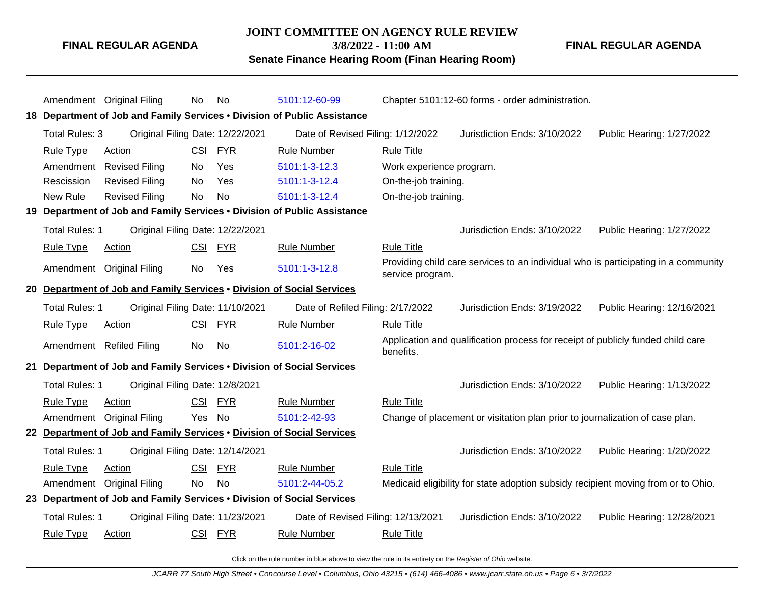| Rule Type | Action | CSI | FYR | Rule Number | Rule Title |
|---|---|---|---|---|---|
| Amendment | Original Filing | No | No | 5101:12-60-99 | Chapter 5101:12-60 forms - order administration. |

**18 Department of Job and Family Services • Division of Public Assistance**

Total Rules: 3 | Original Filing Date: 12/22/2021 | Date of Revised Filing: 1/12/2022 | Jurisdiction Ends: 3/10/2022 | Public Hearing: 1/27/2022

| Rule Type | Action | CSI | FYR | Rule Number | Rule Title |
|---|---|---|---|---|---|
| Amendment | Revised Filing | No | Yes | 5101:1-3-12.3 | Work experience program. |
| Rescission | Revised Filing | No | Yes | 5101:1-3-12.4 | On-the-job training. |
| New Rule | Revised Filing | No | No | 5101:1-3-12.4 | On-the-job training. |

**19 Department of Job and Family Services • Division of Public Assistance**

Total Rules: 1 | Original Filing Date: 12/22/2021 | Jurisdiction Ends: 3/10/2022 | Public Hearing: 1/27/2022

| Rule Type | Action | CSI | FYR | Rule Number | Rule Title |
|---|---|---|---|---|---|
| Amendment | Original Filing | No | Yes | 5101:1-3-12.8 | Providing child care services to an individual who is participating in a community service program. |

**20 Department of Job and Family Services • Division of Social Services**

Total Rules: 1 | Original Filing Date: 11/10/2021 | Date of Refiled Filing: 2/17/2022 | Jurisdiction Ends: 3/19/2022 | Public Hearing: 12/16/2021

| Rule Type | Action | CSI | FYR | Rule Number | Rule Title |
|---|---|---|---|---|---|
| Amendment | Refiled Filing | No | No | 5101:2-16-02 | Application and qualification process for receipt of publicly funded child care benefits. |

**21 Department of Job and Family Services • Division of Social Services**

Total Rules: 1 | Original Filing Date: 12/8/2021 | Jurisdiction Ends: 3/10/2022 | Public Hearing: 1/13/2022

| Rule Type | Action | CSI | FYR | Rule Number | Rule Title |
|---|---|---|---|---|---|
| Amendment | Original Filing | Yes | No | 5101:2-42-93 | Change of placement or visitation plan prior to journalization of case plan. |

**22 Department of Job and Family Services • Division of Social Services**

Total Rules: 1 | Original Filing Date: 12/14/2021 | Jurisdiction Ends: 3/10/2022 | Public Hearing: 1/20/2022

| Rule Type | Action | CSI | FYR | Rule Number | Rule Title |
|---|---|---|---|---|---|
| Amendment | Original Filing | No | No | 5101:2-44-05.2 | Medicaid eligibility for state adoption subsidy recipient moving from or to Ohio. |

**23 Department of Job and Family Services • Division of Social Services**

Total Rules: 1 | Original Filing Date: 11/23/2021 | Date of Revised Filing: 12/13/2021 | Jurisdiction Ends: 3/10/2022 | Public Hearing: 12/28/2021

| Rule Type | Action | CSI | FYR | Rule Number | Rule Title |
|---|---|---|---|---|---|

Click on the rule number in blue above to view the rule in its entirety on the *Register of Ohio* website.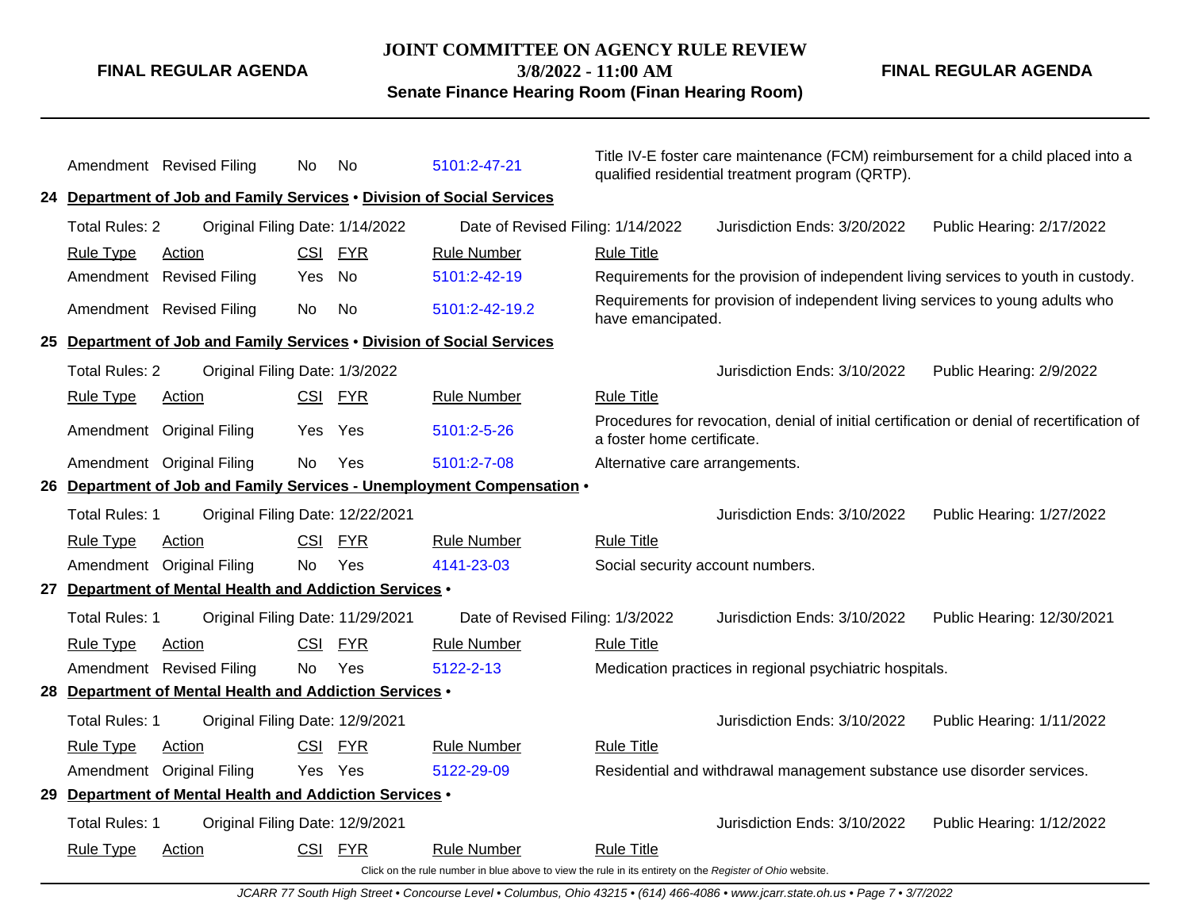| Rule Type | Action | CSI | FYR | Rule Number | Rule Title |
|---|---|---|---|---|---|
| Amendment | Revised Filing | No | No | 5101:2-47-21 | Title IV-E foster care maintenance (FCM) reimbursement for a child placed into a qualified residential treatment program (QRTP). |

**24 Department of Job and Family Services • Division of Social Services**

Total Rules: 2 | Original Filing Date: 1/14/2022 | Date of Revised Filing: 1/14/2022 | Jurisdiction Ends: 3/20/2022 | Public Hearing: 2/17/2022

| Rule Type | Action | CSI | FYR | Rule Number | Rule Title |
|---|---|---|---|---|---|
| Amendment | Revised Filing | Yes | No | 5101:2-42-19 | Requirements for the provision of independent living services to youth in custody. |
| Amendment | Revised Filing | No | No | 5101:2-42-19.2 | Requirements for provision of independent living services to young adults who have emancipated. |

**25 Department of Job and Family Services • Division of Social Services**

Total Rules: 2 | Original Filing Date: 1/3/2022 | Jurisdiction Ends: 3/10/2022 | Public Hearing: 2/9/2022

| Rule Type | Action | CSI | FYR | Rule Number | Rule Title |
|---|---|---|---|---|---|
| Amendment | Original Filing | Yes | Yes | 5101:2-5-26 | Procedures for revocation, denial of initial certification or denial of recertification of a foster home certificate. |
| Amendment | Original Filing | No | Yes | 5101:2-7-08 | Alternative care arrangements. |

**26 Department of Job and Family Services - Unemployment Compensation •**

Total Rules: 1 | Original Filing Date: 12/22/2021 | Jurisdiction Ends: 3/10/2022 | Public Hearing: 1/27/2022

| Rule Type | Action | CSI | FYR | Rule Number | Rule Title |
|---|---|---|---|---|---|
| Amendment | Original Filing | No | Yes | 4141-23-03 | Social security account numbers. |

**27 Department of Mental Health and Addiction Services •**

Total Rules: 1 | Original Filing Date: 11/29/2021 | Date of Revised Filing: 1/3/2022 | Jurisdiction Ends: 3/10/2022 | Public Hearing: 12/30/2021

| Rule Type | Action | CSI | FYR | Rule Number | Rule Title |
|---|---|---|---|---|---|
| Amendment | Revised Filing | No | Yes | 5122-2-13 | Medication practices in regional psychiatric hospitals. |

**28 Department of Mental Health and Addiction Services •**

Total Rules: 1 | Original Filing Date: 12/9/2021 | Jurisdiction Ends: 3/10/2022 | Public Hearing: 1/11/2022

| Rule Type | Action | CSI | FYR | Rule Number | Rule Title |
|---|---|---|---|---|---|
| Amendment | Original Filing | Yes | Yes | 5122-29-09 | Residential and withdrawal management substance use disorder services. |

**29 Department of Mental Health and Addiction Services •**

Total Rules: 1 | Original Filing Date: 12/9/2021 | Jurisdiction Ends: 3/10/2022 | Public Hearing: 1/12/2022

| Rule Type | Action | CSI | FYR | Rule Number | Rule Title |
|---|---|---|---|---|---|

Click on the rule number in blue above to view the rule in its entirety on the *Register of Ohio* website.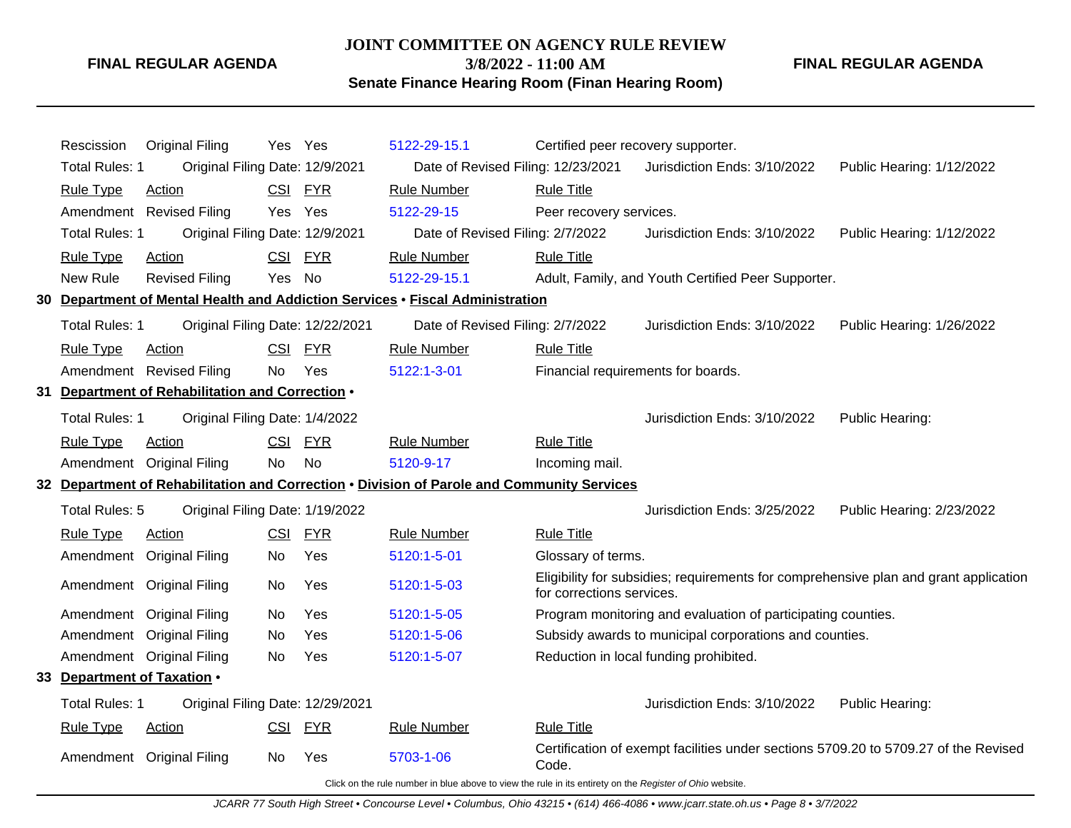| Rule Type | Action | CSI | FYR | Rule Number | Rule Title |
|---|---|---|---|---|---|
| Rescission | Original Filing | Yes | Yes | 5122-29-15.1 | Certified peer recovery supporter. |

Total Rules: 1 Original Filing Date: 12/9/2021 Date of Revised Filing: 12/23/2021 Jurisdiction Ends: 3/10/2022 Public Hearing: 1/12/2022

| Rule Type | Action | CSI | FYR | Rule Number | Rule Title |
|---|---|---|---|---|---|
| Amendment | Revised Filing | Yes | Yes | 5122-29-15 | Peer recovery services. |

Total Rules: 1 Original Filing Date: 12/9/2021 Date of Revised Filing: 2/7/2022 Jurisdiction Ends: 3/10/2022 Public Hearing: 1/12/2022

| Rule Type | Action | CSI | FYR | Rule Number | Rule Title |
|---|---|---|---|---|---|
| New Rule | Revised Filing | Yes | No | 5122-29-15.1 | Adult, Family, and Youth Certified Peer Supporter. |

## 30 Department of Mental Health and Addiction Services • Fiscal Administration

Total Rules: 1 Original Filing Date: 12/22/2021 Date of Revised Filing: 2/7/2022 Jurisdiction Ends: 3/10/2022 Public Hearing: 1/26/2022

| Rule Type | Action | CSI | FYR | Rule Number | Rule Title |
|---|---|---|---|---|---|
| Amendment | Revised Filing | No | Yes | 5122:1-3-01 | Financial requirements for boards. |

## 31 Department of Rehabilitation and Correction •

Total Rules: 1 Original Filing Date: 1/4/2022 Jurisdiction Ends: 3/10/2022 Public Hearing:

| Rule Type | Action | CSI | FYR | Rule Number | Rule Title |
|---|---|---|---|---|---|
| Amendment | Original Filing | No | No | 5120-9-17 | Incoming mail. |

## 32 Department of Rehabilitation and Correction • Division of Parole and Community Services

Total Rules: 5 Original Filing Date: 1/19/2022 Jurisdiction Ends: 3/25/2022 Public Hearing: 2/23/2022

| Rule Type | Action | CSI | FYR | Rule Number | Rule Title |
|---|---|---|---|---|---|
| Amendment | Original Filing | No | Yes | 5120:1-5-01 | Glossary of terms. |
| Amendment | Original Filing | No | Yes | 5120:1-5-03 | Eligibility for subsidies; requirements for comprehensive plan and grant application for corrections services. |
| Amendment | Original Filing | No | Yes | 5120:1-5-05 | Program monitoring and evaluation of participating counties. |
| Amendment | Original Filing | No | Yes | 5120:1-5-06 | Subsidy awards to municipal corporations and counties. |
| Amendment | Original Filing | No | Yes | 5120:1-5-07 | Reduction in local funding prohibited. |

## 33 Department of Taxation •

Total Rules: 1 Original Filing Date: 12/29/2021 Jurisdiction Ends: 3/10/2022 Public Hearing:

| Rule Type | Action | CSI | FYR | Rule Number | Rule Title |
|---|---|---|---|---|---|
| Amendment | Original Filing | No | Yes | 5703-1-06 | Certification of exempt facilities under sections 5709.20 to 5709.27 of the Revised Code. |

Click on the rule number in blue above to view the rule in its entirety on the *Register of Ohio* website.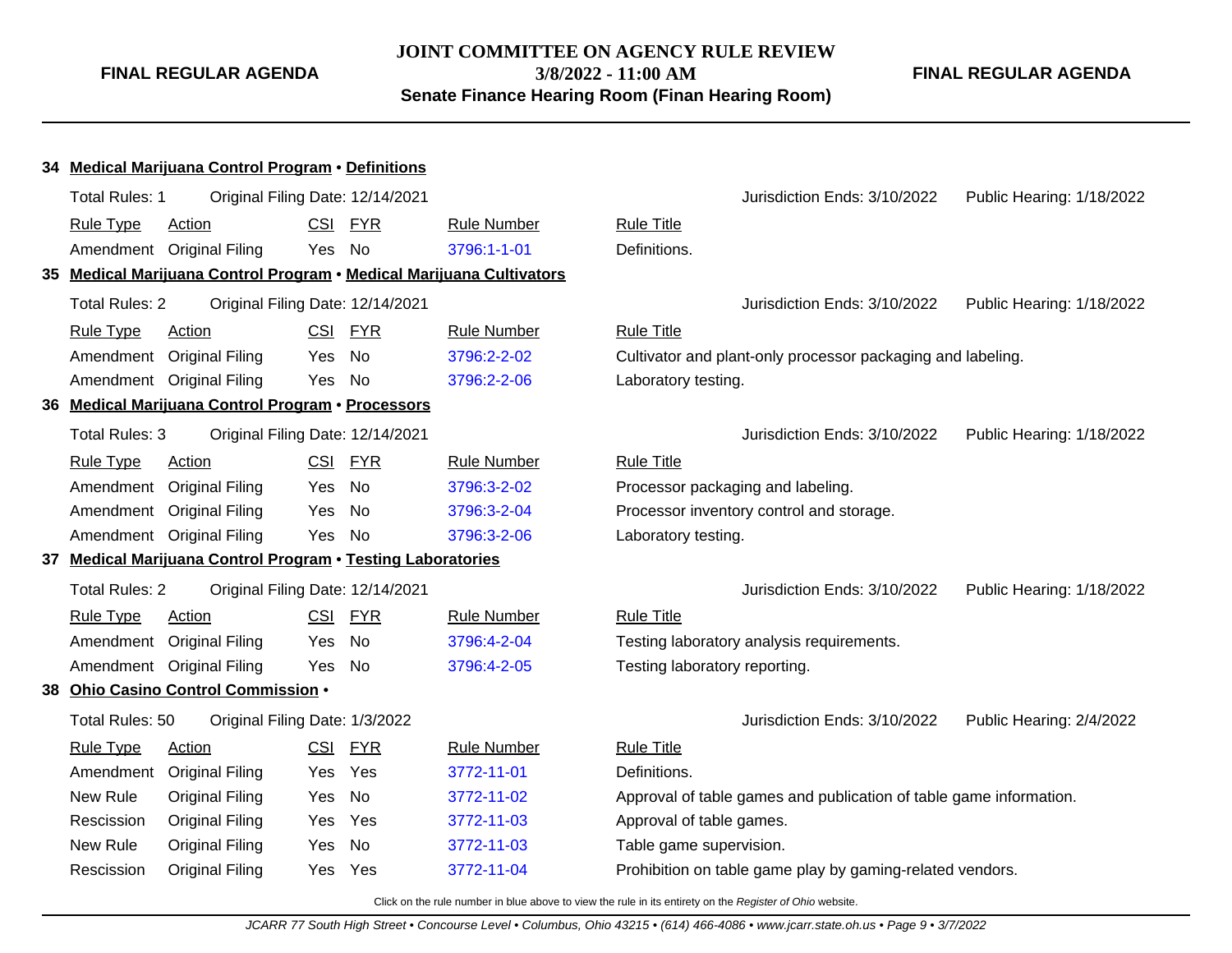**34 Medical Marijuana Control Program • Definitions**

Total Rules: 1 Original Filing Date: 12/14/2021 Jurisdiction Ends: 3/10/2022 Public Hearing: 1/18/2022

| Rule Type | Action | CSI | FYR | Rule Number | Rule Title |
|---|---|---|---|---|---|
| Amendment | Original Filing | Yes | No | 3796:1-1-01 | Definitions. |

**35 Medical Marijuana Control Program • Medical Marijuana Cultivators**

Total Rules: 2 Original Filing Date: 12/14/2021 Jurisdiction Ends: 3/10/2022 Public Hearing: 1/18/2022

| Rule Type | Action | CSI | FYR | Rule Number | Rule Title |
|---|---|---|---|---|---|
| Amendment | Original Filing | Yes | No | 3796:2-2-02 | Cultivator and plant-only processor packaging and labeling. |
| Amendment | Original Filing | Yes | No | 3796:2-2-06 | Laboratory testing. |

**36 Medical Marijuana Control Program • Processors**

Total Rules: 3 Original Filing Date: 12/14/2021 Jurisdiction Ends: 3/10/2022 Public Hearing: 1/18/2022

| Rule Type | Action | CSI | FYR | Rule Number | Rule Title |
|---|---|---|---|---|---|
| Amendment | Original Filing | Yes | No | 3796:3-2-02 | Processor packaging and labeling. |
| Amendment | Original Filing | Yes | No | 3796:3-2-04 | Processor inventory control and storage. |
| Amendment | Original Filing | Yes | No | 3796:3-2-06 | Laboratory testing. |

**37 Medical Marijuana Control Program • Testing Laboratories**

Total Rules: 2 Original Filing Date: 12/14/2021 Jurisdiction Ends: 3/10/2022 Public Hearing: 1/18/2022

| Rule Type | Action | CSI | FYR | Rule Number | Rule Title |
|---|---|---|---|---|---|
| Amendment | Original Filing | Yes | No | 3796:4-2-04 | Testing laboratory analysis requirements. |
| Amendment | Original Filing | Yes | No | 3796:4-2-05 | Testing laboratory reporting. |

**38 Ohio Casino Control Commission •**

Total Rules: 50 Original Filing Date: 1/3/2022 Jurisdiction Ends: 3/10/2022 Public Hearing: 2/4/2022

| Rule Type | Action | CSI | FYR | Rule Number | Rule Title |
|---|---|---|---|---|---|
| Amendment | Original Filing | Yes | Yes | 3772-11-01 | Definitions. |
| New Rule | Original Filing | Yes | No | 3772-11-02 | Approval of table games and publication of table game information. |
| Rescission | Original Filing | Yes | Yes | 3772-11-03 | Approval of table games. |
| New Rule | Original Filing | Yes | No | 3772-11-03 | Table game supervision. |
| Rescission | Original Filing | Yes | Yes | 3772-11-04 | Prohibition on table game play by gaming-related vendors. |

Click on the rule number in blue above to view the rule in its entirety on the *Register of Ohio* website.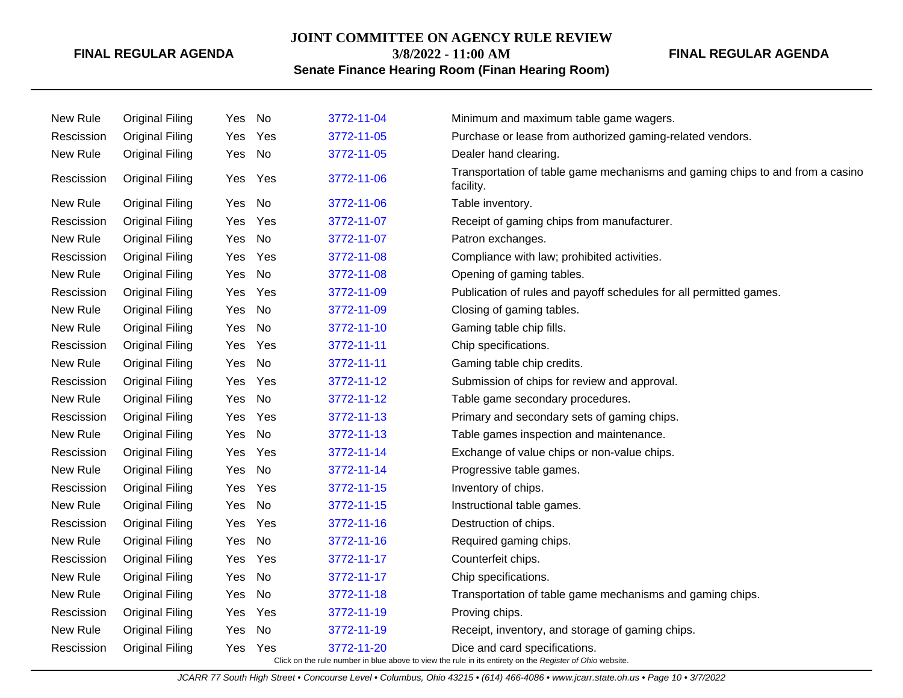| | | | | | |
|---|---|---|---|---|---|
| New Rule | Original Filing | Yes | No | 3772-11-04 | Minimum and maximum table game wagers. |
| Rescission | Original Filing | Yes | Yes | 3772-11-05 | Purchase or lease from authorized gaming-related vendors. |
| New Rule | Original Filing | Yes | No | 3772-11-05 | Dealer hand clearing. |
| Rescission | Original Filing | Yes | Yes | 3772-11-06 | Transportation of table game mechanisms and gaming chips to and from a casino facility. |
| New Rule | Original Filing | Yes | No | 3772-11-06 | Table inventory. |
| Rescission | Original Filing | Yes | Yes | 3772-11-07 | Receipt of gaming chips from manufacturer. |
| New Rule | Original Filing | Yes | No | 3772-11-07 | Patron exchanges. |
| Rescission | Original Filing | Yes | Yes | 3772-11-08 | Compliance with law; prohibited activities. |
| New Rule | Original Filing | Yes | No | 3772-11-08 | Opening of gaming tables. |
| Rescission | Original Filing | Yes | Yes | 3772-11-09 | Publication of rules and payoff schedules for all permitted games. |
| New Rule | Original Filing | Yes | No | 3772-11-09 | Closing of gaming tables. |
| New Rule | Original Filing | Yes | No | 3772-11-10 | Gaming table chip fills. |
| Rescission | Original Filing | Yes | Yes | 3772-11-11 | Chip specifications. |
| New Rule | Original Filing | Yes | No | 3772-11-11 | Gaming table chip credits. |
| Rescission | Original Filing | Yes | Yes | 3772-11-12 | Submission of chips for review and approval. |
| New Rule | Original Filing | Yes | No | 3772-11-12 | Table game secondary procedures. |
| Rescission | Original Filing | Yes | Yes | 3772-11-13 | Primary and secondary sets of gaming chips. |
| New Rule | Original Filing | Yes | No | 3772-11-13 | Table games inspection and maintenance. |
| Rescission | Original Filing | Yes | Yes | 3772-11-14 | Exchange of value chips or non-value chips. |
| New Rule | Original Filing | Yes | No | 3772-11-14 | Progressive table games. |
| Rescission | Original Filing | Yes | Yes | 3772-11-15 | Inventory of chips. |
| New Rule | Original Filing | Yes | No | 3772-11-15 | Instructional table games. |
| Rescission | Original Filing | Yes | Yes | 3772-11-16 | Destruction of chips. |
| New Rule | Original Filing | Yes | No | 3772-11-16 | Required gaming chips. |
| Rescission | Original Filing | Yes | Yes | 3772-11-17 | Counterfeit chips. |
| New Rule | Original Filing | Yes | No | 3772-11-17 | Chip specifications. |
| New Rule | Original Filing | Yes | No | 3772-11-18 | Transportation of table game mechanisms and gaming chips. |
| Rescission | Original Filing | Yes | Yes | 3772-11-19 | Proving chips. |
| New Rule | Original Filing | Yes | No | 3772-11-19 | Receipt, inventory, and storage of gaming chips. |
| Rescission | Original Filing | Yes | Yes | 3772-11-20 | Dice and card specifications. |

Click on the rule number in blue above to view the rule in its entirety on the *Register of Ohio* website.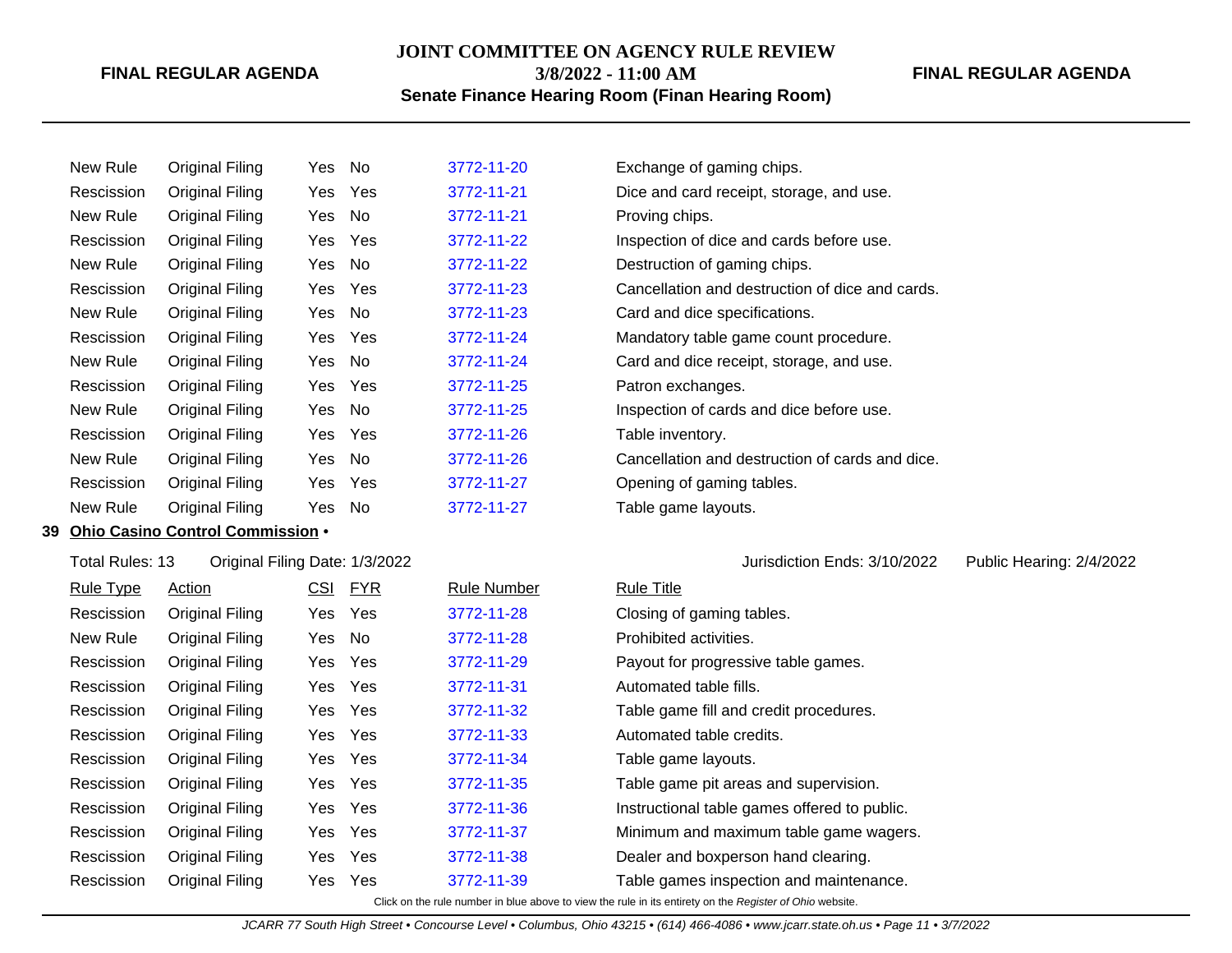| Rule Type | Action | CSI | FYR | Rule Number | Rule Title |
|---|---|---|---|---|---|
| New Rule | Original Filing | Yes | No | 3772-11-20 | Exchange of gaming chips. |
| Rescission | Original Filing | Yes | Yes | 3772-11-21 | Dice and card receipt, storage, and use. |
| New Rule | Original Filing | Yes | No | 3772-11-21 | Proving chips. |
| Rescission | Original Filing | Yes | Yes | 3772-11-22 | Inspection of dice and cards before use. |
| New Rule | Original Filing | Yes | No | 3772-11-22 | Destruction of gaming chips. |
| Rescission | Original Filing | Yes | Yes | 3772-11-23 | Cancellation and destruction of dice and cards. |
| New Rule | Original Filing | Yes | No | 3772-11-23 | Card and dice specifications. |
| Rescission | Original Filing | Yes | Yes | 3772-11-24 | Mandatory table game count procedure. |
| New Rule | Original Filing | Yes | No | 3772-11-24 | Card and dice receipt, storage, and use. |
| Rescission | Original Filing | Yes | Yes | 3772-11-25 | Patron exchanges. |
| New Rule | Original Filing | Yes | No | 3772-11-25 | Inspection of cards and dice before use. |
| Rescission | Original Filing | Yes | Yes | 3772-11-26 | Table inventory. |
| New Rule | Original Filing | Yes | No | 3772-11-26 | Cancellation and destruction of cards and dice. |
| Rescission | Original Filing | Yes | Yes | 3772-11-27 | Opening of gaming tables. |
| New Rule | Original Filing | Yes | No | 3772-11-27 | Table game layouts. |

## 39 Ohio Casino Control Commission •

Total Rules: 13 Original Filing Date: 1/3/2022 Jurisdiction Ends: 3/10/2022 Public Hearing: 2/4/2022

| Rule Type | Action | CSI | FYR | Rule Number | Rule Title |
|---|---|---|---|---|---|
| Rescission | Original Filing | Yes | Yes | 3772-11-28 | Closing of gaming tables. |
| New Rule | Original Filing | Yes | No | 3772-11-28 | Prohibited activities. |
| Rescission | Original Filing | Yes | Yes | 3772-11-29 | Payout for progressive table games. |
| Rescission | Original Filing | Yes | Yes | 3772-11-31 | Automated table fills. |
| Rescission | Original Filing | Yes | Yes | 3772-11-32 | Table game fill and credit procedures. |
| Rescission | Original Filing | Yes | Yes | 3772-11-33 | Automated table credits. |
| Rescission | Original Filing | Yes | Yes | 3772-11-34 | Table game layouts. |
| Rescission | Original Filing | Yes | Yes | 3772-11-35 | Table game pit areas and supervision. |
| Rescission | Original Filing | Yes | Yes | 3772-11-36 | Instructional table games offered to public. |
| Rescission | Original Filing | Yes | Yes | 3772-11-37 | Minimum and maximum table game wagers. |
| Rescission | Original Filing | Yes | Yes | 3772-11-38 | Dealer and boxperson hand clearing. |
| Rescission | Original Filing | Yes | Yes | 3772-11-39 | Table games inspection and maintenance. |

Click on the rule number in blue above to view the rule in its entirety on the *Register of Ohio* website.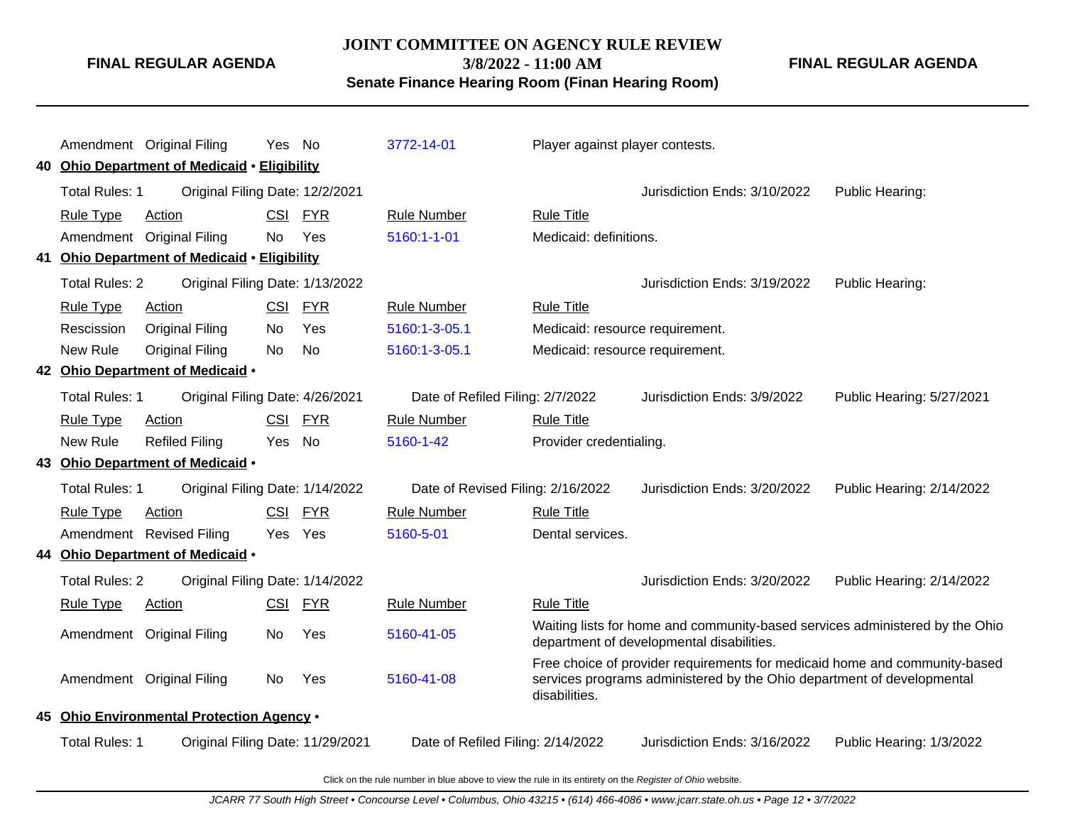| Rule Type | Action | CSI | FYR | Rule Number | Rule Title |
|---|---|---|---|---|---|
| Amendment | Original Filing | Yes | No | 3772-14-01 | Player against player contests. |

**40 Ohio Department of Medicaid • Eligibility**

Total Rules: 1 | Original Filing Date: 12/2/2021 | Jurisdiction Ends: 3/10/2022 | Public Hearing:

| Rule Type | Action | CSI | FYR | Rule Number | Rule Title |
|---|---|---|---|---|---|
| Amendment | Original Filing | No | Yes | 5160:1-1-01 | Medicaid: definitions. |

**41 Ohio Department of Medicaid • Eligibility**

Total Rules: 2 | Original Filing Date: 1/13/2022 | Jurisdiction Ends: 3/19/2022 | Public Hearing:

| Rule Type | Action | CSI | FYR | Rule Number | Rule Title |
|---|---|---|---|---|---|
| Rescission | Original Filing | No | Yes | 5160:1-3-05.1 | Medicaid: resource requirement. |
| New Rule | Original Filing | No | No | 5160:1-3-05.1 | Medicaid: resource requirement. |

**42 Ohio Department of Medicaid •**

Total Rules: 1 | Original Filing Date: 4/26/2021 | Date of Refiled Filing: 2/7/2022 | Jurisdiction Ends: 3/9/2022 | Public Hearing: 5/27/2021

| Rule Type | Action | CSI | FYR | Rule Number | Rule Title |
|---|---|---|---|---|---|
| New Rule | Refiled Filing | Yes | No | 5160-1-42 | Provider credentialing. |

**43 Ohio Department of Medicaid •**

Total Rules: 1 | Original Filing Date: 1/14/2022 | Date of Revised Filing: 2/16/2022 | Jurisdiction Ends: 3/20/2022 | Public Hearing: 2/14/2022

| Rule Type | Action | CSI | FYR | Rule Number | Rule Title |
|---|---|---|---|---|---|
| Amendment | Revised Filing | Yes | Yes | 5160-5-01 | Dental services. |

**44 Ohio Department of Medicaid •**

Total Rules: 2 | Original Filing Date: 1/14/2022 | Jurisdiction Ends: 3/20/2022 | Public Hearing: 2/14/2022

| Rule Type | Action | CSI | FYR | Rule Number | Rule Title |
|---|---|---|---|---|---|
| Amendment | Original Filing | No | Yes | 5160-41-05 | Waiting lists for home and community-based services administered by the Ohio department of developmental disabilities. |
| Amendment | Original Filing | No | Yes | 5160-41-08 | Free choice of provider requirements for medicaid home and community-based services programs administered by the Ohio department of developmental disabilities. |

**45 Ohio Environmental Protection Agency •**

Total Rules: 1 | Original Filing Date: 11/29/2021 | Date of Refiled Filing: 2/14/2022 | Jurisdiction Ends: 3/16/2022 | Public Hearing: 1/3/2022

Click on the rule number in blue above to view the rule in its entirety on the *Register of Ohio* website.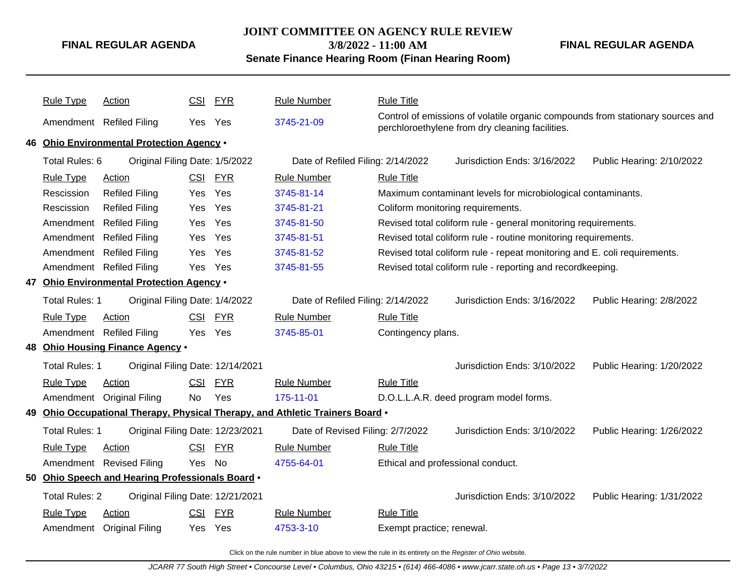| Rule Type | Action | CSI | FYR | Rule Number | Rule Title |
|---|---|---|---|---|---|
| Amendment | Refiled Filing | Yes | Yes | 3745-21-09 | Control of emissions of volatile organic compounds from stationary sources and perchloroethylene from dry cleaning facilities. |

**46 Ohio Environmental Protection Agency •**

Total Rules: 6 | Original Filing Date: 1/5/2022 | Date of Refiled Filing: 2/14/2022 | Jurisdiction Ends: 3/16/2022 | Public Hearing: 2/10/2022

| Rule Type | Action | CSI | FYR | Rule Number | Rule Title |
|---|---|---|---|---|---|
| Rescission | Refiled Filing | Yes | Yes | 3745-81-14 | Maximum contaminant levels for microbiological contaminants. |
| Rescission | Refiled Filing | Yes | Yes | 3745-81-21 | Coliform monitoring requirements. |
| Amendment | Refiled Filing | Yes | Yes | 3745-81-50 | Revised total coliform rule - general monitoring requirements. |
| Amendment | Refiled Filing | Yes | Yes | 3745-81-51 | Revised total coliform rule - routine monitoring requirements. |
| Amendment | Refiled Filing | Yes | Yes | 3745-81-52 | Revised total coliform rule - repeat monitoring and E. coli requirements. |
| Amendment | Refiled Filing | Yes | Yes | 3745-81-55 | Revised total coliform rule - reporting and recordkeeping. |

**47 Ohio Environmental Protection Agency •**

Total Rules: 1 | Original Filing Date: 1/4/2022 | Date of Refiled Filing: 2/14/2022 | Jurisdiction Ends: 3/16/2022 | Public Hearing: 2/8/2022

| Rule Type | Action | CSI | FYR | Rule Number | Rule Title |
|---|---|---|---|---|---|
| Amendment | Refiled Filing | Yes | Yes | 3745-85-01 | Contingency plans. |

**48 Ohio Housing Finance Agency •**

Total Rules: 1 | Original Filing Date: 12/14/2021 | Jurisdiction Ends: 3/10/2022 | Public Hearing: 1/20/2022

| Rule Type | Action | CSI | FYR | Rule Number | Rule Title |
|---|---|---|---|---|---|
| Amendment | Original Filing | No | Yes | 175-11-01 | D.O.L.L.A.R. deed program model forms. |

**49 Ohio Occupational Therapy, Physical Therapy, and Athletic Trainers Board •**

Total Rules: 1 | Original Filing Date: 12/23/2021 | Date of Revised Filing: 2/7/2022 | Jurisdiction Ends: 3/10/2022 | Public Hearing: 1/26/2022

| Rule Type | Action | CSI | FYR | Rule Number | Rule Title |
|---|---|---|---|---|---|
| Amendment | Revised Filing | Yes | No | 4755-64-01 | Ethical and professional conduct. |

**50 Ohio Speech and Hearing Professionals Board •**

Total Rules: 2 | Original Filing Date: 12/21/2021 | Jurisdiction Ends: 3/10/2022 | Public Hearing: 1/31/2022

| Rule Type | Action | CSI | FYR | Rule Number | Rule Title |
|---|---|---|---|---|---|
| Amendment | Original Filing | Yes | Yes | 4753-3-10 | Exempt practice; renewal. |

Click on the rule number in blue above to view the rule in its entirety on the *Register of Ohio* website.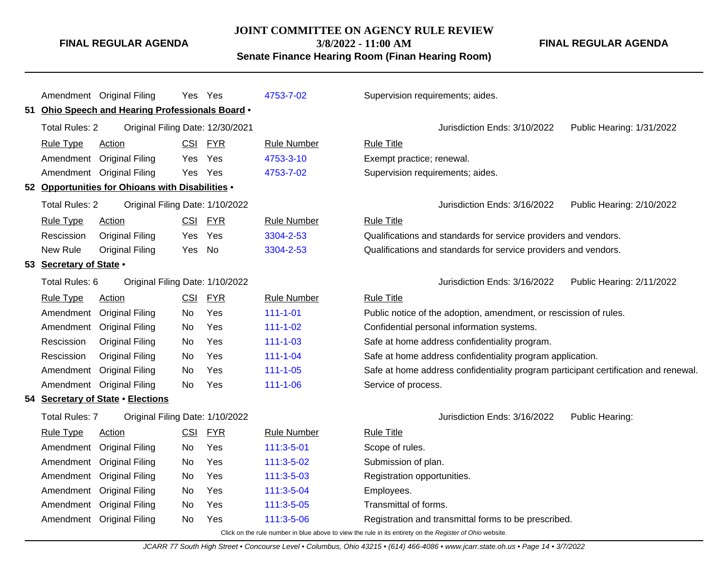| Rule Type | Action | CSI | FYR | Rule Number | Rule Title |
|---|---|---|---|---|---|
| Amendment | Original Filing | Yes | Yes | 4753-7-02 | Supervision requirements; aides. |

**51 Ohio Speech and Hearing Professionals Board •**

Total Rules: 2 | Original Filing Date: 12/30/2021 | Jurisdiction Ends: 3/10/2022 | Public Hearing: 1/31/2022

| Rule Type | Action | CSI | FYR | Rule Number | Rule Title |
|---|---|---|---|---|---|
| Amendment | Original Filing | Yes | Yes | 4753-3-10 | Exempt practice; renewal. |
| Amendment | Original Filing | Yes | Yes | 4753-7-02 | Supervision requirements; aides. |

**52 Opportunities for Ohioans with Disabilities •**

Total Rules: 2 | Original Filing Date: 1/10/2022 | Jurisdiction Ends: 3/16/2022 | Public Hearing: 2/10/2022

| Rule Type | Action | CSI | FYR | Rule Number | Rule Title |
|---|---|---|---|---|---|
| Rescission | Original Filing | Yes | Yes | 3304-2-53 | Qualifications and standards for service providers and vendors. |
| New Rule | Original Filing | Yes | No | 3304-2-53 | Qualifications and standards for service providers and vendors. |

**53 Secretary of State •**

Total Rules: 6 | Original Filing Date: 1/10/2022 | Jurisdiction Ends: 3/16/2022 | Public Hearing: 2/11/2022

| Rule Type | Action | CSI | FYR | Rule Number | Rule Title |
|---|---|---|---|---|---|
| Amendment | Original Filing | No | Yes | 111-1-01 | Public notice of the adoption, amendment, or rescission of rules. |
| Amendment | Original Filing | No | Yes | 111-1-02 | Confidential personal information systems. |
| Rescission | Original Filing | No | Yes | 111-1-03 | Safe at home address confidentiality program. |
| Rescission | Original Filing | No | Yes | 111-1-04 | Safe at home address confidentiality program application. |
| Amendment | Original Filing | No | Yes | 111-1-05 | Safe at home address confidentiality program participant certification and renewal. |
| Amendment | Original Filing | No | Yes | 111-1-06 | Service of process. |

**54 Secretary of State • Elections**

Total Rules: 7 | Original Filing Date: 1/10/2022 | Jurisdiction Ends: 3/16/2022 | Public Hearing:

| Rule Type | Action | CSI | FYR | Rule Number | Rule Title |
|---|---|---|---|---|---|
| Amendment | Original Filing | No | Yes | 111:3-5-01 | Scope of rules. |
| Amendment | Original Filing | No | Yes | 111:3-5-02 | Submission of plan. |
| Amendment | Original Filing | No | Yes | 111:3-5-03 | Registration opportunities. |
| Amendment | Original Filing | No | Yes | 111:3-5-04 | Employees. |
| Amendment | Original Filing | No | Yes | 111:3-5-05 | Transmittal of forms. |
| Amendment | Original Filing | No | Yes | 111:3-5-06 | Registration and transmittal forms to be prescribed. |

Click on the rule number in blue above to view the rule in its entirety on the *Register of Ohio* website.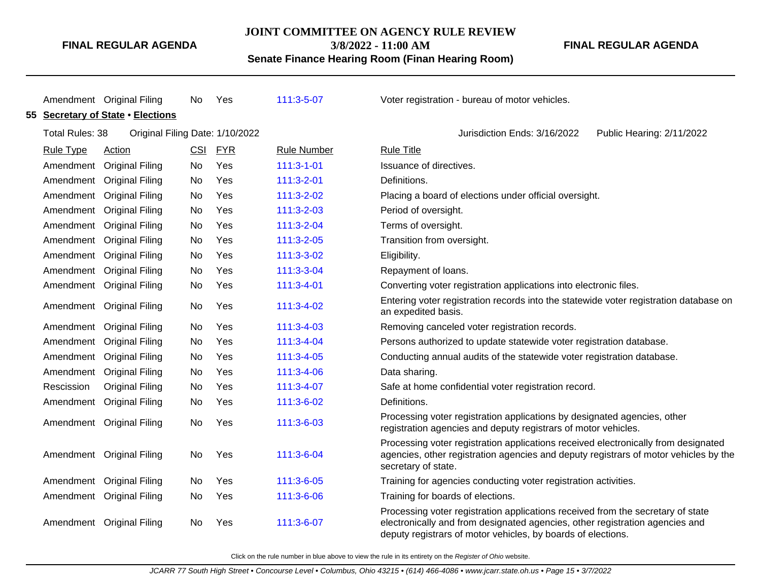| Rule Type | Action | CSI | FYR | Rule Number | Rule Title |
|---|---|---|---|---|---|
| Amendment | Original Filing | No | Yes | 111:3-5-07 | Voter registration - bureau of motor vehicles. |

**55 Secretary of State • Elections**

Total Rules: 38 Original Filing Date: 1/10/2022 Jurisdiction Ends: 3/16/2022 Public Hearing: 2/11/2022

| Rule Type | Action | CSI | FYR | Rule Number | Rule Title |
|---|---|---|---|---|---|
| Amendment | Original Filing | No | Yes | 111:3-1-01 | Issuance of directives. |
| Amendment | Original Filing | No | Yes | 111:3-2-01 | Definitions. |
| Amendment | Original Filing | No | Yes | 111:3-2-02 | Placing a board of elections under official oversight. |
| Amendment | Original Filing | No | Yes | 111:3-2-03 | Period of oversight. |
| Amendment | Original Filing | No | Yes | 111:3-2-04 | Terms of oversight. |
| Amendment | Original Filing | No | Yes | 111:3-2-05 | Transition from oversight. |
| Amendment | Original Filing | No | Yes | 111:3-3-02 | Eligibility. |
| Amendment | Original Filing | No | Yes | 111:3-3-04 | Repayment of loans. |
| Amendment | Original Filing | No | Yes | 111:3-4-01 | Converting voter registration applications into electronic files. |
| Amendment | Original Filing | No | Yes | 111:3-4-02 | Entering voter registration records into the statewide voter registration database on an expedited basis. |
| Amendment | Original Filing | No | Yes | 111:3-4-03 | Removing canceled voter registration records. |
| Amendment | Original Filing | No | Yes | 111:3-4-04 | Persons authorized to update statewide voter registration database. |
| Amendment | Original Filing | No | Yes | 111:3-4-05 | Conducting annual audits of the statewide voter registration database. |
| Amendment | Original Filing | No | Yes | 111:3-4-06 | Data sharing. |
| Rescission | Original Filing | No | Yes | 111:3-4-07 | Safe at home confidential voter registration record. |
| Amendment | Original Filing | No | Yes | 111:3-6-02 | Definitions. |
| Amendment | Original Filing | No | Yes | 111:3-6-03 | Processing voter registration applications by designated agencies, other registration agencies and deputy registrars of motor vehicles. |
| Amendment | Original Filing | No | Yes | 111:3-6-04 | Processing voter registration applications received electronically from designated agencies, other registration agencies and deputy registrars of motor vehicles by the secretary of state. |
| Amendment | Original Filing | No | Yes | 111:3-6-05 | Training for agencies conducting voter registration activities. |
| Amendment | Original Filing | No | Yes | 111:3-6-06 | Training for boards of elections. |
| Amendment | Original Filing | No | Yes | 111:3-6-07 | Processing voter registration applications received from the secretary of state electronically and from designated agencies, other registration agencies and deputy registrars of motor vehicles, by boards of elections. |

Click on the rule number in blue above to view the rule in its entirety on the *Register of Ohio* website.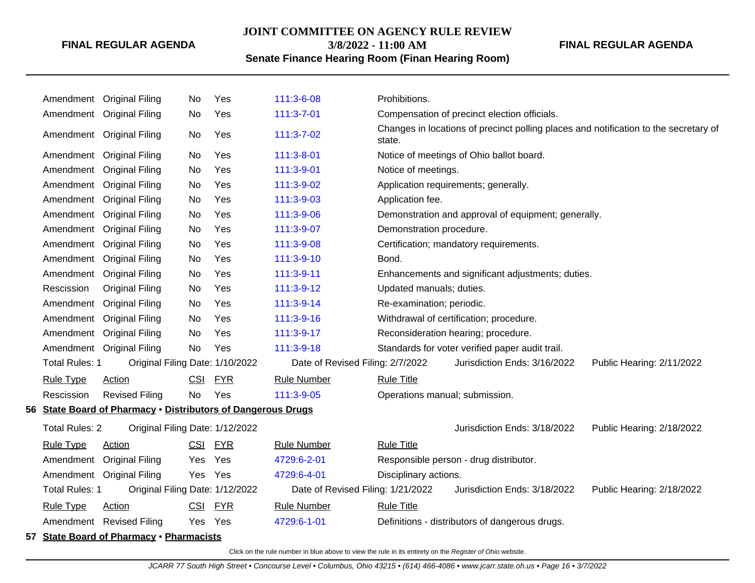| Rule Type | Action | CSI | FYR | Rule Number | Rule Title |
|---|---|---|---|---|---|
| Amendment | Original Filing | No | Yes | 111:3-6-08 | Prohibitions. |
| Amendment | Original Filing | No | Yes | 111:3-7-01 | Compensation of precinct election officials. |
| Amendment | Original Filing | No | Yes | 111:3-7-02 | Changes in locations of precinct polling places and notification to the secretary of state. |
| Amendment | Original Filing | No | Yes | 111:3-8-01 | Notice of meetings of Ohio ballot board. |
| Amendment | Original Filing | No | Yes | 111:3-9-01 | Notice of meetings. |
| Amendment | Original Filing | No | Yes | 111:3-9-02 | Application requirements; generally. |
| Amendment | Original Filing | No | Yes | 111:3-9-03 | Application fee. |
| Amendment | Original Filing | No | Yes | 111:3-9-06 | Demonstration and approval of equipment; generally. |
| Amendment | Original Filing | No | Yes | 111:3-9-07 | Demonstration procedure. |
| Amendment | Original Filing | No | Yes | 111:3-9-08 | Certification; mandatory requirements. |
| Amendment | Original Filing | No | Yes | 111:3-9-10 | Bond. |
| Amendment | Original Filing | No | Yes | 111:3-9-11 | Enhancements and significant adjustments; duties. |
| Rescission | Original Filing | No | Yes | 111:3-9-12 | Updated manuals; duties. |
| Amendment | Original Filing | No | Yes | 111:3-9-14 | Re-examination; periodic. |
| Amendment | Original Filing | No | Yes | 111:3-9-16 | Withdrawal of certification; procedure. |
| Amendment | Original Filing | No | Yes | 111:3-9-17 | Reconsideration hearing; procedure. |
| Amendment | Original Filing | No | Yes | 111:3-9-18 | Standards for voter verified paper audit trail. |

Total Rules: 1 | Original Filing Date: 1/10/2022 | Date of Revised Filing: 2/7/2022 | Jurisdiction Ends: 3/16/2022 | Public Hearing: 2/11/2022

| Rule Type | Action | CSI | FYR | Rule Number | Rule Title |
|---|---|---|---|---|---|
| Rescission | Revised Filing | No | Yes | 111:3-9-05 | Operations manual; submission. |

## 56 State Board of Pharmacy • Distributors of Dangerous Drugs

Total Rules: 2 | Original Filing Date: 1/12/2022 | Jurisdiction Ends: 3/18/2022 | Public Hearing: 2/18/2022

| Rule Type | Action | CSI | FYR | Rule Number | Rule Title |
|---|---|---|---|---|---|
| Amendment | Original Filing | Yes | Yes | 4729:6-2-01 | Responsible person - drug distributor. |
| Amendment | Original Filing | Yes | Yes | 4729:6-4-01 | Disciplinary actions. |

Total Rules: 1 | Original Filing Date: 1/12/2022 | Date of Revised Filing: 1/21/2022 | Jurisdiction Ends: 3/18/2022 | Public Hearing: 2/18/2022

| Rule Type | Action | CSI | FYR | Rule Number | Rule Title |
|---|---|---|---|---|---|
| Amendment | Revised Filing | Yes | Yes | 4729:6-1-01 | Definitions - distributors of dangerous drugs. |

## 57 State Board of Pharmacy • Pharmacists

Click on the rule number in blue above to view the rule in its entirety on the *Register of Ohio* website.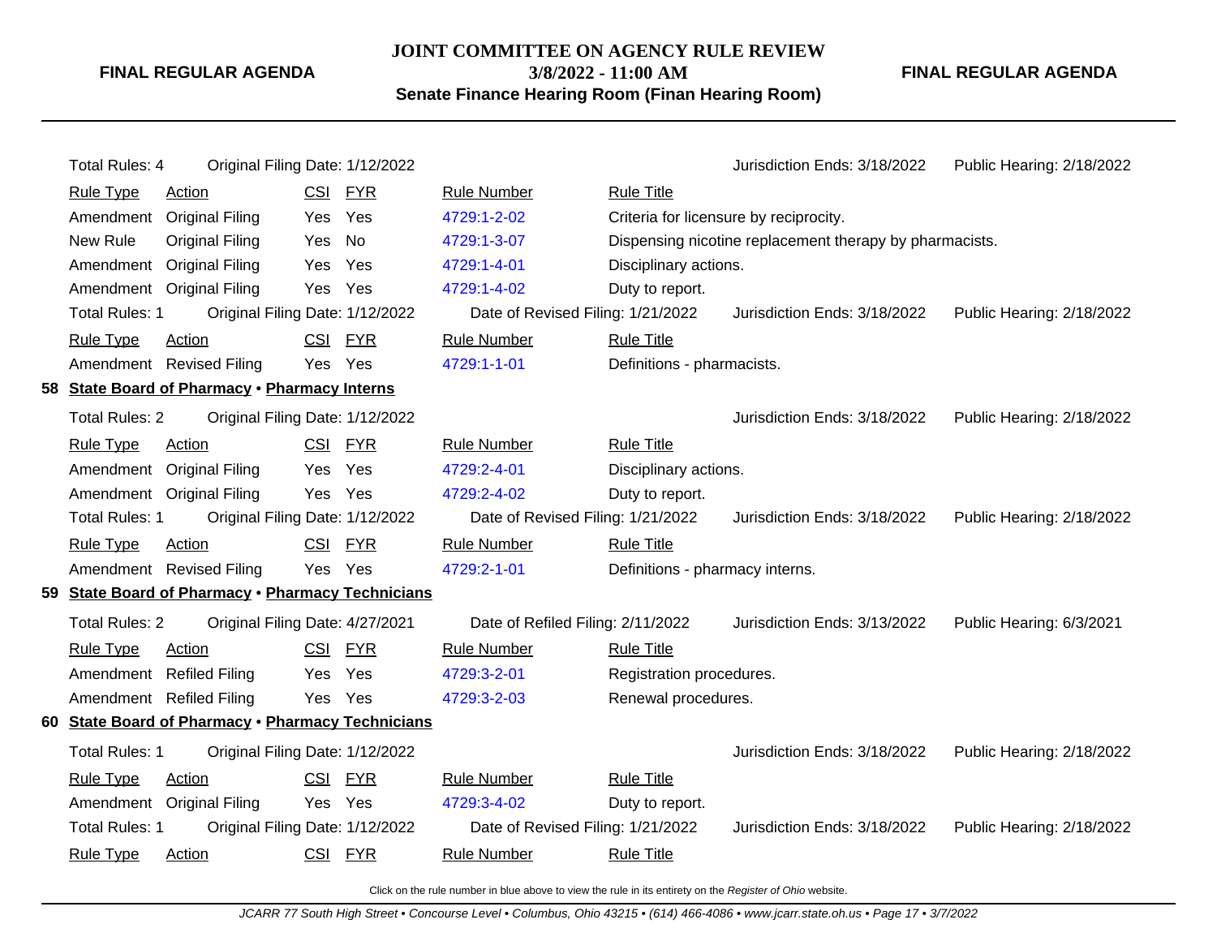Total Rules: 4 Original Filing Date: 1/12/2022 Jurisdiction Ends: 3/18/2022 Public Hearing: 2/18/2022

| Rule Type | Action | CSI | FYR | Rule Number | Rule Title |
|---|---|---|---|---|---|
| Amendment | Original Filing | Yes | Yes | 4729:1-2-02 | Criteria for licensure by reciprocity. |
| New Rule | Original Filing | Yes | No | 4729:1-3-07 | Dispensing nicotine replacement therapy by pharmacists. |
| Amendment | Original Filing | Yes | Yes | 4729:1-4-01 | Disciplinary actions. |
| Amendment | Original Filing | Yes | Yes | 4729:1-4-02 | Duty to report. |

Total Rules: 1 Original Filing Date: 1/12/2022 Date of Revised Filing: 1/21/2022 Jurisdiction Ends: 3/18/2022 Public Hearing: 2/18/2022

| Rule Type | Action | CSI | FYR | Rule Number | Rule Title |
|---|---|---|---|---|---|
| Amendment | Revised Filing | Yes | Yes | 4729:1-1-01 | Definitions - pharmacists. |

## 58 State Board of Pharmacy • Pharmacy Interns

Total Rules: 2 Original Filing Date: 1/12/2022 Jurisdiction Ends: 3/18/2022 Public Hearing: 2/18/2022

| Rule Type | Action | CSI | FYR | Rule Number | Rule Title |
|---|---|---|---|---|---|
| Amendment | Original Filing | Yes | Yes | 4729:2-4-01 | Disciplinary actions. |
| Amendment | Original Filing | Yes | Yes | 4729:2-4-02 | Duty to report. |

Total Rules: 1 Original Filing Date: 1/12/2022 Date of Revised Filing: 1/21/2022 Jurisdiction Ends: 3/18/2022 Public Hearing: 2/18/2022

| Rule Type | Action | CSI | FYR | Rule Number | Rule Title |
|---|---|---|---|---|---|
| Amendment | Revised Filing | Yes | Yes | 4729:2-1-01 | Definitions - pharmacy interns. |

## 59 State Board of Pharmacy • Pharmacy Technicians

Total Rules: 2 Original Filing Date: 4/27/2021 Date of Refiled Filing: 2/11/2022 Jurisdiction Ends: 3/13/2022 Public Hearing: 6/3/2021

| Rule Type | Action | CSI | FYR | Rule Number | Rule Title |
|---|---|---|---|---|---|
| Amendment | Refiled Filing | Yes | Yes | 4729:3-2-01 | Registration procedures. |
| Amendment | Refiled Filing | Yes | Yes | 4729:3-2-03 | Renewal procedures. |

## 60 State Board of Pharmacy • Pharmacy Technicians

Total Rules: 1 Original Filing Date: 1/12/2022 Jurisdiction Ends: 3/18/2022 Public Hearing: 2/18/2022

| Rule Type | Action | CSI | FYR | Rule Number | Rule Title |
|---|---|---|---|---|---|
| Amendment | Original Filing | Yes | Yes | 4729:3-4-02 | Duty to report. |

Total Rules: 1 Original Filing Date: 1/12/2022 Date of Revised Filing: 1/21/2022 Jurisdiction Ends: 3/18/2022 Public Hearing: 2/18/2022

| Rule Type | Action | CSI | FYR | Rule Number | Rule Title |
|---|---|---|---|---|---|

Click on the rule number in blue above to view the rule in its entirety on the *Register of Ohio* website.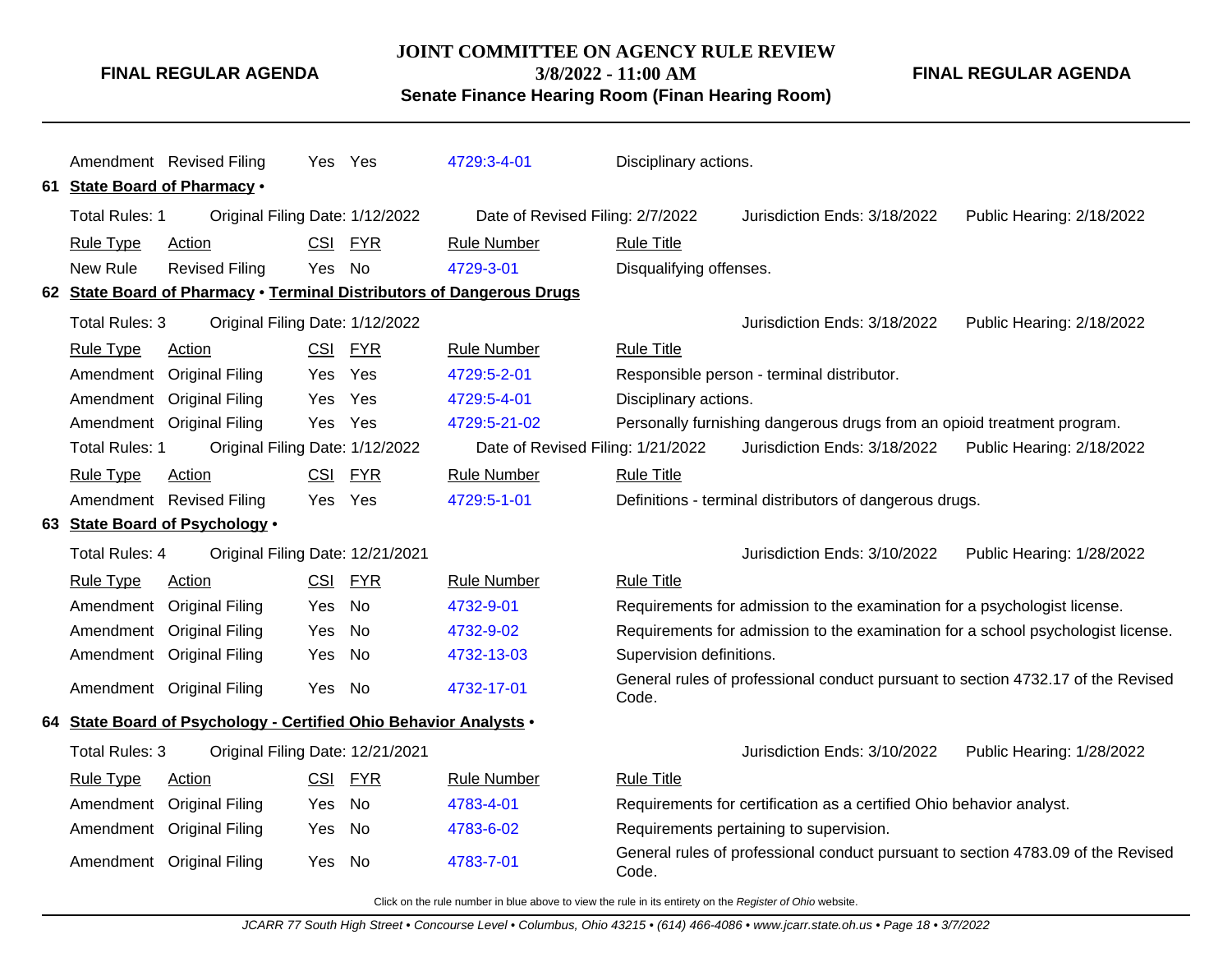| Rule Type | Action | CSI | FYR | Rule Number | Rule Title |
|---|---|---|---|---|---|
| Amendment | Revised Filing | Yes | Yes | 4729:3-4-01 | Disciplinary actions. |

**61 State Board of Pharmacy •**

Total Rules: 1 Original Filing Date: 1/12/2022 Date of Revised Filing: 2/7/2022 Jurisdiction Ends: 3/18/2022 Public Hearing: 2/18/2022

| Rule Type | Action | CSI | FYR | Rule Number | Rule Title |
|---|---|---|---|---|---|
| New Rule | Revised Filing | Yes | No | 4729-3-01 | Disqualifying offenses. |

**62 State Board of Pharmacy • Terminal Distributors of Dangerous Drugs**

Total Rules: 3 Original Filing Date: 1/12/2022 Jurisdiction Ends: 3/18/2022 Public Hearing: 2/18/2022

| Rule Type | Action | CSI | FYR | Rule Number | Rule Title |
|---|---|---|---|---|---|
| Amendment | Original Filing | Yes | Yes | 4729:5-2-01 | Responsible person - terminal distributor. |
| Amendment | Original Filing | Yes | Yes | 4729:5-4-01 | Disciplinary actions. |
| Amendment | Original Filing | Yes | Yes | 4729:5-21-02 | Personally furnishing dangerous drugs from an opioid treatment program. |

Total Rules: 1 Original Filing Date: 1/12/2022 Date of Revised Filing: 1/21/2022 Jurisdiction Ends: 3/18/2022 Public Hearing: 2/18/2022

| Rule Type | Action | CSI | FYR | Rule Number | Rule Title |
|---|---|---|---|---|---|
| Amendment | Revised Filing | Yes | Yes | 4729:5-1-01 | Definitions - terminal distributors of dangerous drugs. |

**63 State Board of Psychology •**

Total Rules: 4 Original Filing Date: 12/21/2021 Jurisdiction Ends: 3/10/2022 Public Hearing: 1/28/2022

| Rule Type | Action | CSI | FYR | Rule Number | Rule Title |
|---|---|---|---|---|---|
| Amendment | Original Filing | Yes | No | 4732-9-01 | Requirements for admission to the examination for a psychologist license. |
| Amendment | Original Filing | Yes | No | 4732-9-02 | Requirements for admission to the examination for a school psychologist license. |
| Amendment | Original Filing | Yes | No | 4732-13-03 | Supervision definitions. |
| Amendment | Original Filing | Yes | No | 4732-17-01 | General rules of professional conduct pursuant to section 4732.17 of the Revised Code. |

**64 State Board of Psychology - Certified Ohio Behavior Analysts •**

Total Rules: 3 Original Filing Date: 12/21/2021 Jurisdiction Ends: 3/10/2022 Public Hearing: 1/28/2022

| Rule Type | Action | CSI | FYR | Rule Number | Rule Title |
|---|---|---|---|---|---|
| Amendment | Original Filing | Yes | No | 4783-4-01 | Requirements for certification as a certified Ohio behavior analyst. |
| Amendment | Original Filing | Yes | No | 4783-6-02 | Requirements pertaining to supervision. |
| Amendment | Original Filing | Yes | No | 4783-7-01 | General rules of professional conduct pursuant to section 4783.09 of the Revised Code. |

Click on the rule number in blue above to view the rule in its entirety on the *Register of Ohio* website.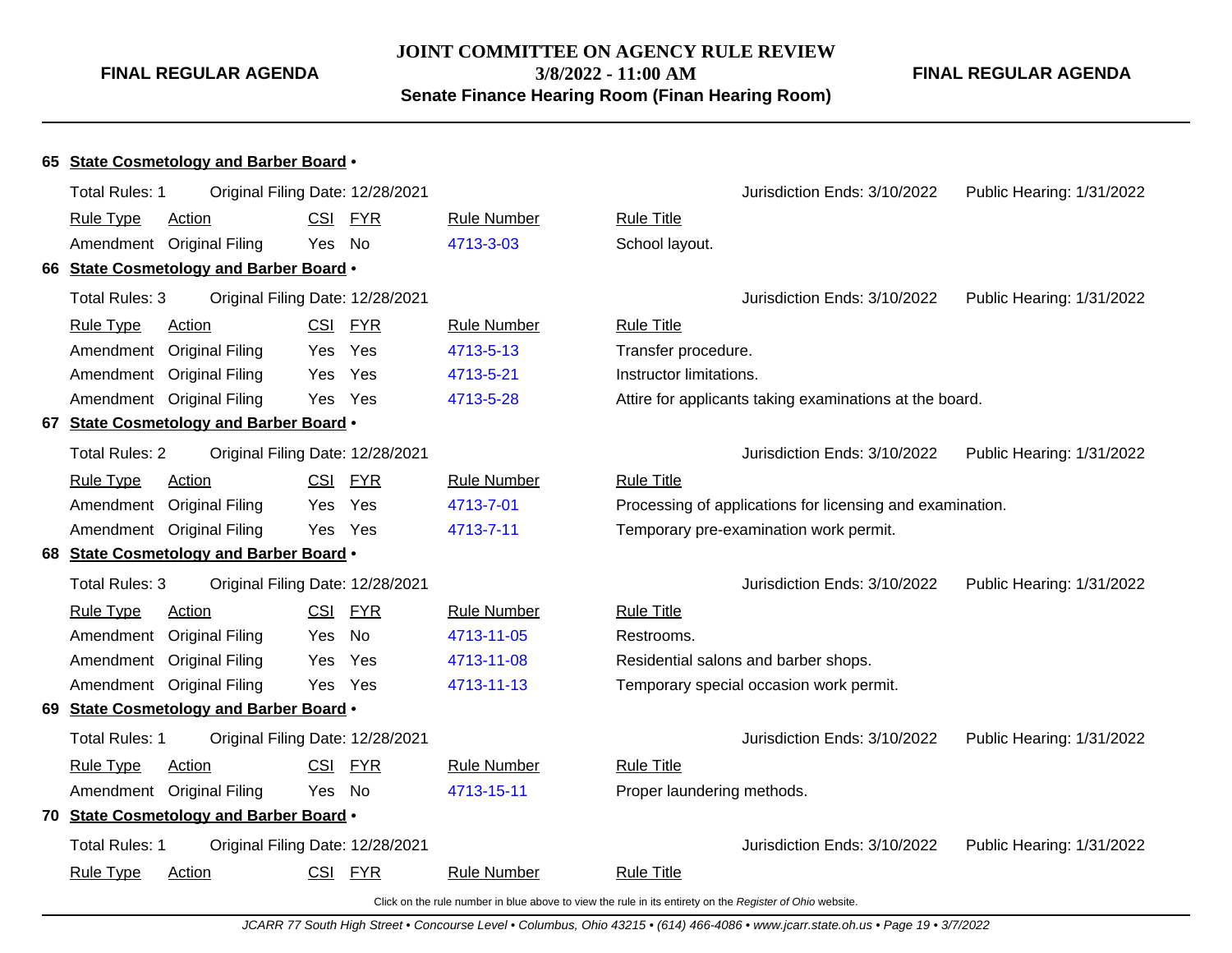**65 State Cosmetology and Barber Board •**

Total Rules: 1 Original Filing Date: 12/28/2021 Jurisdiction Ends: 3/10/2022 Public Hearing: 1/31/2022

| Rule Type | Action | CSI | FYR | Rule Number | Rule Title |
|---|---|---|---|---|---|
| Amendment | Original Filing | Yes | No | 4713-3-03 | School layout. |

**66 State Cosmetology and Barber Board •**

Total Rules: 3 Original Filing Date: 12/28/2021 Jurisdiction Ends: 3/10/2022 Public Hearing: 1/31/2022

| Rule Type | Action | CSI | FYR | Rule Number | Rule Title |
|---|---|---|---|---|---|
| Amendment | Original Filing | Yes | Yes | 4713-5-13 | Transfer procedure. |
| Amendment | Original Filing | Yes | Yes | 4713-5-21 | Instructor limitations. |
| Amendment | Original Filing | Yes | Yes | 4713-5-28 | Attire for applicants taking examinations at the board. |

**67 State Cosmetology and Barber Board •**

Total Rules: 2 Original Filing Date: 12/28/2021 Jurisdiction Ends: 3/10/2022 Public Hearing: 1/31/2022

| Rule Type | Action | CSI | FYR | Rule Number | Rule Title |
|---|---|---|---|---|---|
| Amendment | Original Filing | Yes | Yes | 4713-7-01 | Processing of applications for licensing and examination. |
| Amendment | Original Filing | Yes | Yes | 4713-7-11 | Temporary pre-examination work permit. |

**68 State Cosmetology and Barber Board •**

Total Rules: 3 Original Filing Date: 12/28/2021 Jurisdiction Ends: 3/10/2022 Public Hearing: 1/31/2022

| Rule Type | Action | CSI | FYR | Rule Number | Rule Title |
|---|---|---|---|---|---|
| Amendment | Original Filing | Yes | No | 4713-11-05 | Restrooms. |
| Amendment | Original Filing | Yes | Yes | 4713-11-08 | Residential salons and barber shops. |
| Amendment | Original Filing | Yes | Yes | 4713-11-13 | Temporary special occasion work permit. |

**69 State Cosmetology and Barber Board •**

Total Rules: 1 Original Filing Date: 12/28/2021 Jurisdiction Ends: 3/10/2022 Public Hearing: 1/31/2022

| Rule Type | Action | CSI | FYR | Rule Number | Rule Title |
|---|---|---|---|---|---|
| Amendment | Original Filing | Yes | No | 4713-15-11 | Proper laundering methods. |

**70 State Cosmetology and Barber Board •**

Total Rules: 1 Original Filing Date: 12/28/2021 Jurisdiction Ends: 3/10/2022 Public Hearing: 1/31/2022

| Rule Type | Action | CSI | FYR | Rule Number | Rule Title |
|---|---|---|---|---|---|

Click on the rule number in blue above to view the rule in its entirety on the *Register of Ohio* website.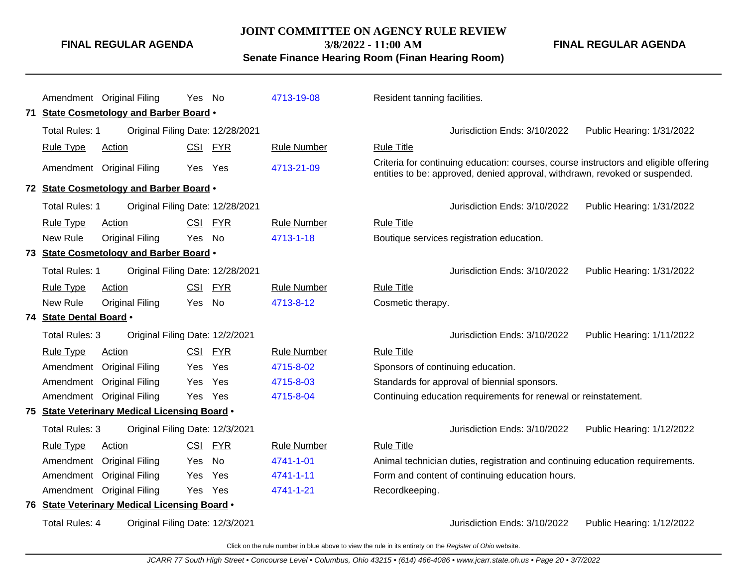| Rule Type | Action | CSI | FYR | Rule Number | Rule Title |
|---|---|---|---|---|---|
| Amendment | Original Filing | Yes | No | 4713-19-08 | Resident tanning facilities. |

**71 State Cosmetology and Barber Board •**

Total Rules: 1 Original Filing Date: 12/28/2021 Jurisdiction Ends: 3/10/2022 Public Hearing: 1/31/2022

| Rule Type | Action | CSI | FYR | Rule Number | Rule Title |
|---|---|---|---|---|---|
| Amendment | Original Filing | Yes | Yes | 4713-21-09 | Criteria for continuing education: courses, course instructors and eligible offering entities to be: approved, denied approval, withdrawn, revoked or suspended. |

**72 State Cosmetology and Barber Board •**

Total Rules: 1 Original Filing Date: 12/28/2021 Jurisdiction Ends: 3/10/2022 Public Hearing: 1/31/2022

| Rule Type | Action | CSI | FYR | Rule Number | Rule Title |
|---|---|---|---|---|---|
| New Rule | Original Filing | Yes | No | 4713-1-18 | Boutique services registration education. |

**73 State Cosmetology and Barber Board •**

Total Rules: 1 Original Filing Date: 12/28/2021 Jurisdiction Ends: 3/10/2022 Public Hearing: 1/31/2022

| Rule Type | Action | CSI | FYR | Rule Number | Rule Title |
|---|---|---|---|---|---|
| New Rule | Original Filing | Yes | No | 4713-8-12 | Cosmetic therapy. |

**74 State Dental Board •**

Total Rules: 3 Original Filing Date: 12/2/2021 Jurisdiction Ends: 3/10/2022 Public Hearing: 1/11/2022

| Rule Type | Action | CSI | FYR | Rule Number | Rule Title |
|---|---|---|---|---|---|
| Amendment | Original Filing | Yes | Yes | 4715-8-02 | Sponsors of continuing education. |
| Amendment | Original Filing | Yes | Yes | 4715-8-03 | Standards for approval of biennial sponsors. |
| Amendment | Original Filing | Yes | Yes | 4715-8-04 | Continuing education requirements for renewal or reinstatement. |

**75 State Veterinary Medical Licensing Board •**

Total Rules: 3 Original Filing Date: 12/3/2021 Jurisdiction Ends: 3/10/2022 Public Hearing: 1/12/2022

| Rule Type | Action | CSI | FYR | Rule Number | Rule Title |
|---|---|---|---|---|---|
| Amendment | Original Filing | Yes | No | 4741-1-01 | Animal technician duties, registration and continuing education requirements. |
| Amendment | Original Filing | Yes | Yes | 4741-1-11 | Form and content of continuing education hours. |
| Amendment | Original Filing | Yes | Yes | 4741-1-21 | Recordkeeping. |

**76 State Veterinary Medical Licensing Board •**

Total Rules: 4 Original Filing Date: 12/3/2021 Jurisdiction Ends: 3/10/2022 Public Hearing: 1/12/2022

Click on the rule number in blue above to view the rule in its entirety on the *Register of Ohio* website.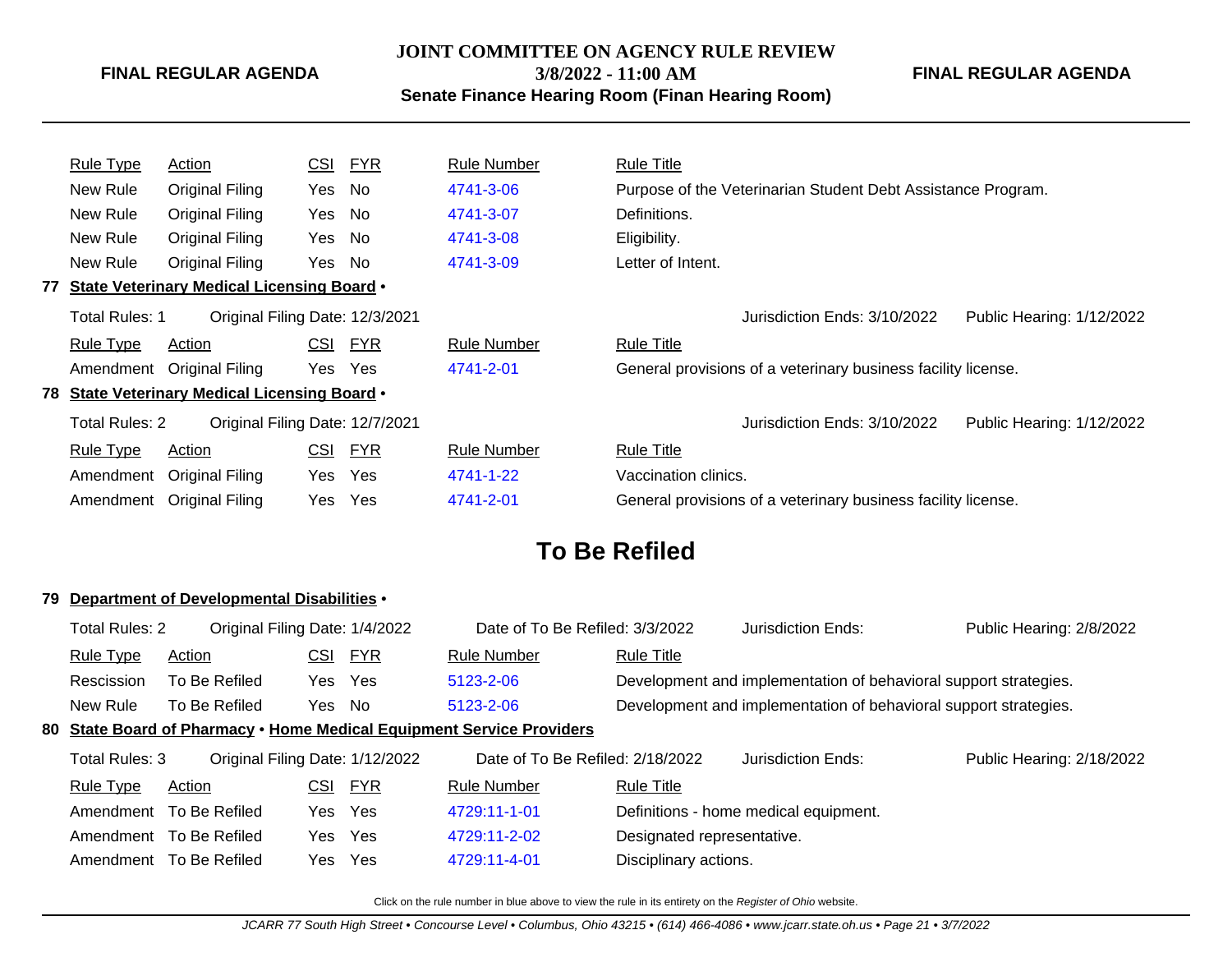| Rule Type | Action | CSI | FYR | Rule Number | Rule Title |
|---|---|---|---|---|---|
| New Rule | Original Filing | Yes | No | 4741-3-06 | Purpose of the Veterinarian Student Debt Assistance Program. |
| New Rule | Original Filing | Yes | No | 4741-3-07 | Definitions. |
| New Rule | Original Filing | Yes | No | 4741-3-08 | Eligibility. |
| New Rule | Original Filing | Yes | No | 4741-3-09 | Letter of Intent. |

**77 State Veterinary Medical Licensing Board •**

Total Rules: 1 — Original Filing Date: 12/3/2021 — Jurisdiction Ends: 3/10/2022 — Public Hearing: 1/12/2022

| Rule Type | Action | CSI | FYR | Rule Number | Rule Title |
|---|---|---|---|---|---|
| Amendment | Original Filing | Yes | Yes | 4741-2-01 | General provisions of a veterinary business facility license. |

**78 State Veterinary Medical Licensing Board •**

Total Rules: 2 — Original Filing Date: 12/7/2021 — Jurisdiction Ends: 3/10/2022 — Public Hearing: 1/12/2022

| Rule Type | Action | CSI | FYR | Rule Number | Rule Title |
|---|---|---|---|---|---|
| Amendment | Original Filing | Yes | Yes | 4741-1-22 | Vaccination clinics. |
| Amendment | Original Filing | Yes | Yes | 4741-2-01 | General provisions of a veterinary business facility license. |

# To Be Refiled

**79 Department of Developmental Disabilities •**

Total Rules: 2 — Original Filing Date: 1/4/2022 — Date of To Be Refiled: 3/3/2022 — Jurisdiction Ends: — Public Hearing: 2/8/2022

| Rule Type | Action | CSI | FYR | Rule Number | Rule Title |
|---|---|---|---|---|---|
| Rescission | To Be Refiled | Yes | Yes | 5123-2-06 | Development and implementation of behavioral support strategies. |
| New Rule | To Be Refiled | Yes | No | 5123-2-06 | Development and implementation of behavioral support strategies. |

**80 State Board of Pharmacy • Home Medical Equipment Service Providers**

Total Rules: 3 — Original Filing Date: 1/12/2022 — Date of To Be Refiled: 2/18/2022 — Jurisdiction Ends: — Public Hearing: 2/18/2022

| Rule Type | Action | CSI | FYR | Rule Number | Rule Title |
|---|---|---|---|---|---|
| Amendment | To Be Refiled | Yes | Yes | 4729:11-1-01 | Definitions - home medical equipment. |
| Amendment | To Be Refiled | Yes | Yes | 4729:11-2-02 | Designated representative. |
| Amendment | To Be Refiled | Yes | Yes | 4729:11-4-01 | Disciplinary actions. |

Click on the rule number in blue above to view the rule in its entirety on the *Register of Ohio* website.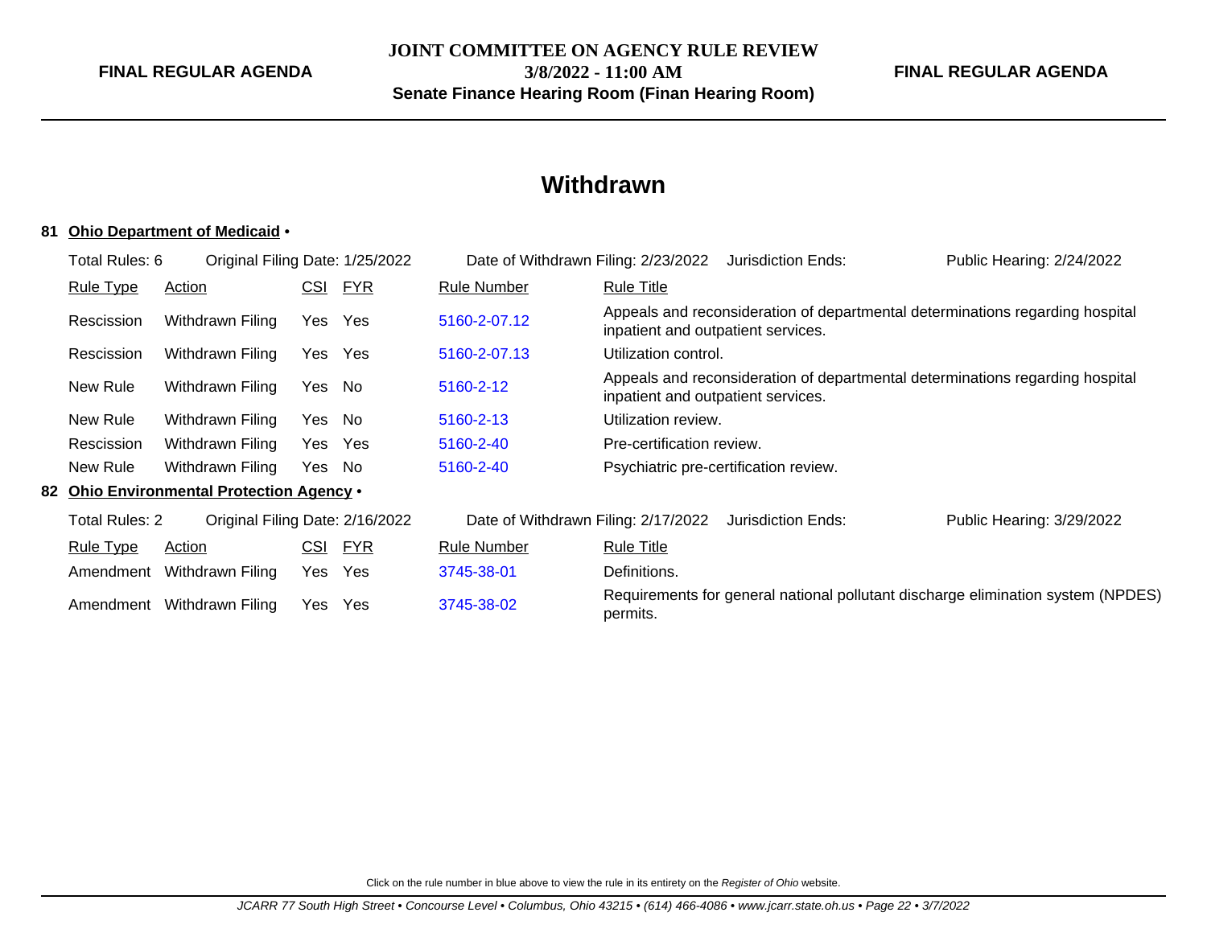# Withdrawn

**81 Ohio Department of Medicaid •**

Total Rules: 6 | Original Filing Date: 1/25/2022 | Date of Withdrawn Filing: 2/23/2022 | Jurisdiction Ends: | Public Hearing: 2/24/2022

| Rule Type | Action | CSI | FYR | Rule Number | Rule Title |
|---|---|---|---|---|---|
| Rescission | Withdrawn Filing | Yes | Yes | 5160-2-07.12 | Appeals and reconsideration of departmental determinations regarding hospital inpatient and outpatient services. |
| Rescission | Withdrawn Filing | Yes | Yes | 5160-2-07.13 | Utilization control. |
| New Rule | Withdrawn Filing | Yes | No | 5160-2-12 | Appeals and reconsideration of departmental determinations regarding hospital inpatient and outpatient services. |
| New Rule | Withdrawn Filing | Yes | No | 5160-2-13 | Utilization review. |
| Rescission | Withdrawn Filing | Yes | Yes | 5160-2-40 | Pre-certification review. |
| New Rule | Withdrawn Filing | Yes | No | 5160-2-40 | Psychiatric pre-certification review. |

**82 Ohio Environmental Protection Agency •**

Total Rules: 2 | Original Filing Date: 2/16/2022 | Date of Withdrawn Filing: 2/17/2022 | Jurisdiction Ends: | Public Hearing: 3/29/2022

| Rule Type | Action | CSI | FYR | Rule Number | Rule Title |
|---|---|---|---|---|---|
| Amendment | Withdrawn Filing | Yes | Yes | 3745-38-01 | Definitions. |
| Amendment | Withdrawn Filing | Yes | Yes | 3745-38-02 | Requirements for general national pollutant discharge elimination system (NPDES) permits. |

Click on the rule number in blue above to view the rule in its entirety on the *Register of Ohio* website.